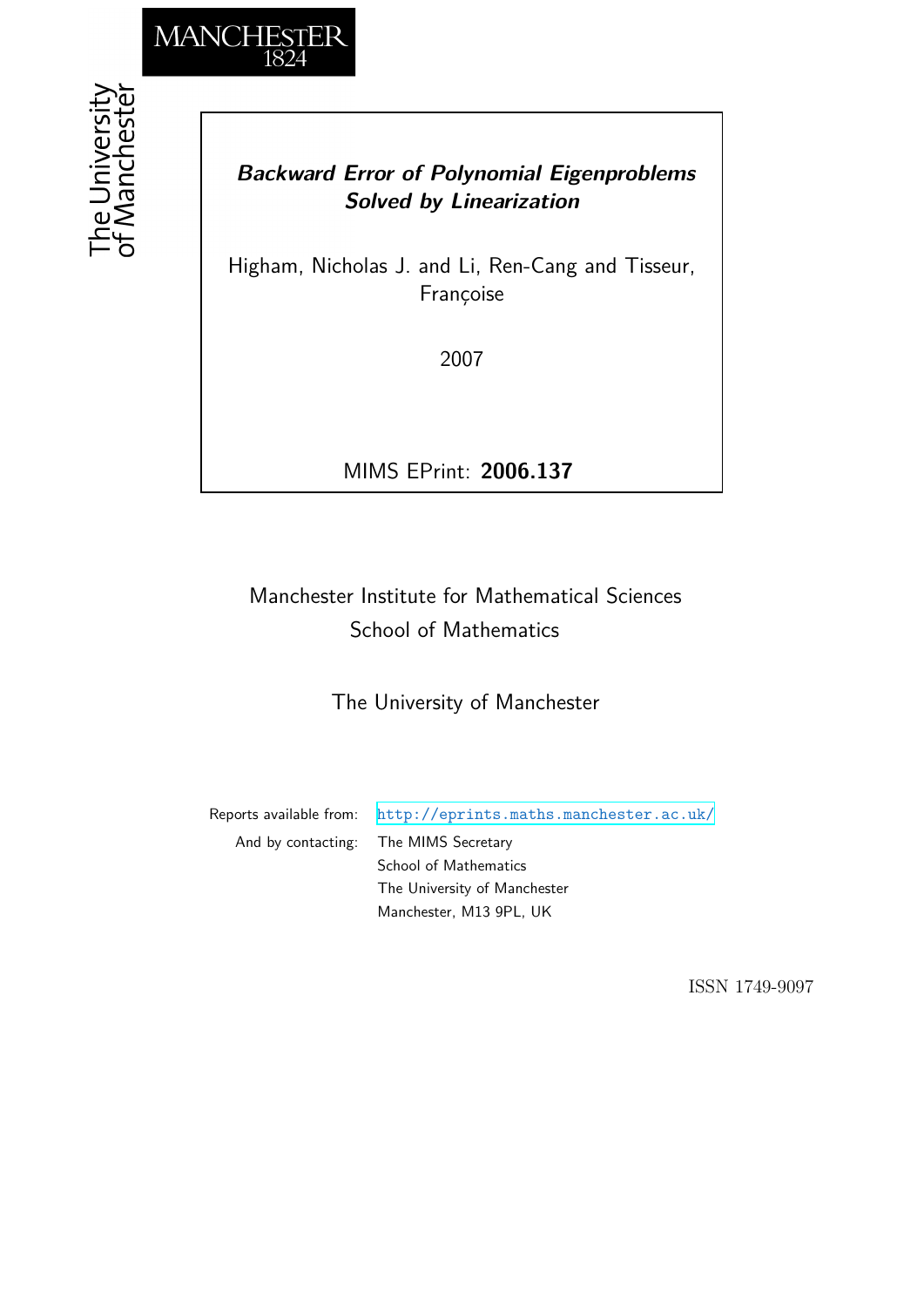MANCHESTER
1824

The University of Manchester

***Backward Error of Polynomial Eigenproblems Solved by Linearization***

Higham, Nicholas J. and Li, Ren-Cang and Tisseur, Françoise

2007

MIMS EPrint: **2006.137**

Manchester Institute for Mathematical Sciences
School of Mathematics

The University of Manchester

Reports available from: http://eprints.maths.manchester.ac.uk/
And by contacting: The MIMS Secretary
School of Mathematics
The University of Manchester
Manchester, M13 9PL, UK

ISSN 1749-9097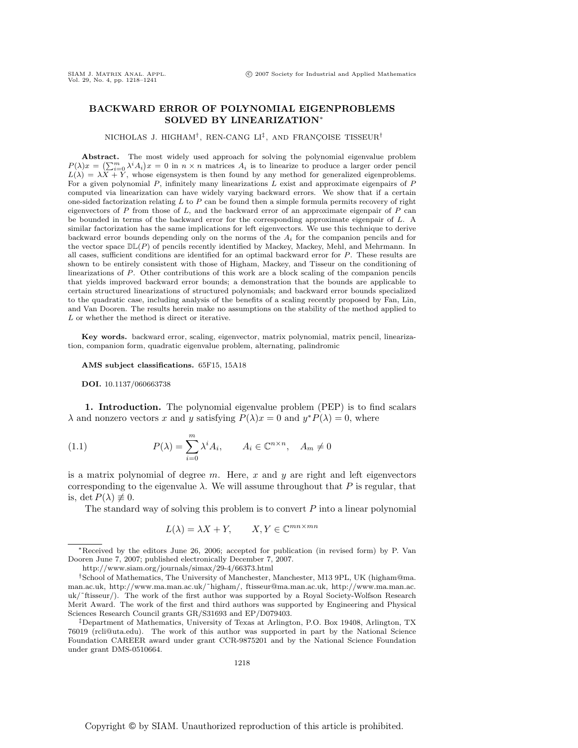# BACKWARD ERROR OF POLYNOMIAL EIGENPROBLEMS SOLVED BY LINEARIZATION*

NICHOLAS J. HIGHAM†, REN-CANG LI‡, AND FRANÇOISE TISSEUR†

**Abstract.** The most widely used approach for solving the polynomial eigenvalue problem $P(\lambda)x = \left(\sum_{i=0}^{m} \lambda^i A_i\right)x = 0$ in $n \times n$ matrices $A_i$ is to linearize to produce a larger order pencil $L(\lambda) = \lambda X + Y$, whose eigensystem is then found by any method for generalized eigenproblems. For a given polynomial $P$, infinitely many linearizations $L$ exist and approximate eigenpairs of $P$ computed via linearization can have widely varying backward errors. We show that if a certain one-sided factorization relating $L$ to $P$ can be found then a simple formula permits recovery of right eigenvectors of $P$ from those of $L$, and the backward error of an approximate eigenpair of $P$ can be bounded in terms of the backward error for the corresponding approximate eigenpair of $L$. A similar factorization has the same implications for left eigenvectors. We use this technique to derive backward error bounds depending only on the norms of the $A_i$ for the companion pencils and for the vector space $\mathbb{DL}(P)$ of pencils recently identified by Mackey, Mackey, Mehl, and Mehrmann. In all cases, sufficient conditions are identified for an optimal backward error for $P$. These results are shown to be entirely consistent with those of Higham, Mackey, and Tisseur on the conditioning of linearizations of $P$. Other contributions of this work are a block scaling of the companion pencils that yields improved backward error bounds; a demonstration that the bounds are applicable to certain structured linearizations of structured polynomials; and backward error bounds specialized to the quadratic case, including analysis of the benefits of a scaling recently proposed by Fan, Lin, and Van Dooren. The results herein make no assumptions on the stability of the method applied to $L$ or whether the method is direct or iterative.

**Key words.** backward error, scaling, eigenvector, matrix polynomial, matrix pencil, linearization, companion form, quadratic eigenvalue problem, alternating, palindromic

**AMS subject classifications.** 65F15, 15A18

**DOI.** 10.1137/060663738

**1. Introduction.** The polynomial eigenvalue problem (PEP) is to find scalars $\lambda$ and nonzero vectors $x$ and $y$ satisfying $P(\lambda)x = 0$ and $y^*P(\lambda) = 0$, where

$$P(\lambda) = \sum_{i=0}^{m} \lambda^i A_i, \qquad A_i \in \mathbb{C}^{n\times n}, \quad A_m \neq 0 \tag{1.1}$$

is a matrix polynomial of degree $m$. Here, $x$ and $y$ are right and left eigenvectors corresponding to the eigenvalue $\lambda$. We will assume throughout that $P$ is regular, that is, $\det P(\lambda) \not\equiv 0$.

The standard way of solving this problem is to convert $P$ into a linear polynomial

$$L(\lambda) = \lambda X + Y, \qquad X, Y \in \mathbb{C}^{mn\times mn}$$

---

*Received by the editors June 26, 2006; accepted for publication (in revised form) by P. Van Dooren June 7, 2007; published electronically December 7, 2007.
http://www.siam.org/journals/simax/29-4/66373.html

†School of Mathematics, The University of Manchester, Manchester, M13 9PL, UK (higham@ma.man.ac.uk, http://www.ma.man.ac.uk/~higham/, ftisseur@ma.man.ac.uk, http://www.ma.man.ac.uk/~ftisseur/). The work of the first author was supported by a Royal Society-Wolfson Research Merit Award. The work of the first and third authors was supported by Engineering and Physical Sciences Research Council grants GR/S31693 and EP/D079403.

‡Department of Mathematics, University of Texas at Arlington, P.O. Box 19408, Arlington, TX 76019 (rcli@uta.edu). The work of this author was supported in part by the National Science Foundation CAREER award under grant CCR-9875201 and by the National Science Foundation under grant DMS-0510664.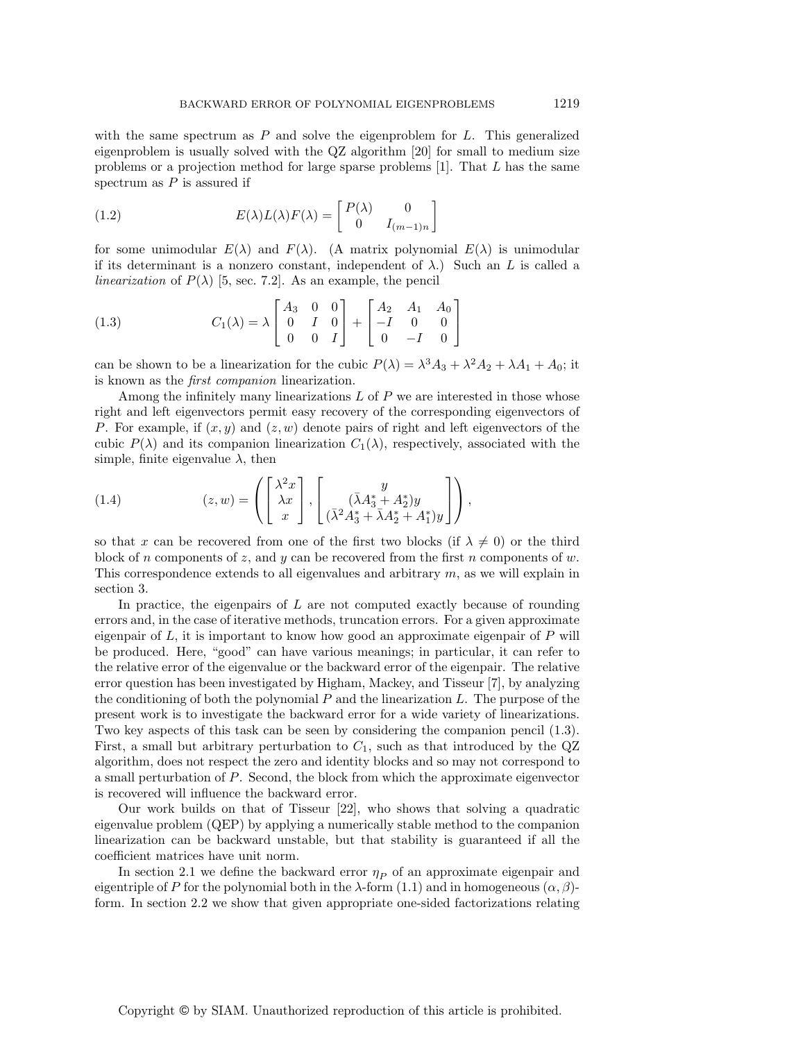with the same spectrum as $P$ and solve the eigenproblem for $L$. This generalized eigenproblem is usually solved with the QZ algorithm [20] for small to medium size problems or a projection method for large sparse problems [1]. That $L$ has the same spectrum as $P$ is assured if

$$E(\lambda)L(\lambda)F(\lambda) = \begin{bmatrix} P(\lambda) & 0 \\ 0 & I_{(m-1)n} \end{bmatrix} \tag{1.2}$$

for some unimodular $E(\lambda)$ and $F(\lambda)$. (A matrix polynomial $E(\lambda)$ is unimodular if its determinant is a nonzero constant, independent of $\lambda$.) Such an $L$ is called a *linearization* of $P(\lambda)$ [5, sec. 7.2]. As an example, the pencil

$$C_1(\lambda) = \lambda \begin{bmatrix} A_3 & 0 & 0 \\ 0 & I & 0 \\ 0 & 0 & I \end{bmatrix} + \begin{bmatrix} A_2 & A_1 & A_0 \\ -I & 0 & 0 \\ 0 & -I & 0 \end{bmatrix} \tag{1.3}$$

can be shown to be a linearization for the cubic $P(\lambda) = \lambda^3 A_3 + \lambda^2 A_2 + \lambda A_1 + A_0$; it is known as the *first companion* linearization.

Among the infinitely many linearizations $L$ of $P$ we are interested in those whose right and left eigenvectors permit easy recovery of the corresponding eigenvectors of $P$. For example, if $(x, y)$ and $(z, w)$ denote pairs of right and left eigenvectors of the cubic $P(\lambda)$ and its companion linearization $C_1(\lambda)$, respectively, associated with the simple, finite eigenvalue $\lambda$, then

$$(z, w) = \left( \begin{bmatrix} \lambda^2 x \\ \lambda x \\ x \end{bmatrix}, \begin{bmatrix} y \\ (\bar{\lambda} A_3^* + A_2^*) y \\ (\bar{\lambda}^2 A_3^* + \bar{\lambda} A_2^* + A_1^*) y \end{bmatrix} \right), \tag{1.4}$$

so that $x$ can be recovered from one of the first two blocks (if $\lambda \neq 0$) or the third block of $n$ components of $z$, and $y$ can be recovered from the first $n$ components of $w$. This correspondence extends to all eigenvalues and arbitrary $m$, as we will explain in section 3.

In practice, the eigenpairs of $L$ are not computed exactly because of rounding errors and, in the case of iterative methods, truncation errors. For a given approximate eigenpair of $L$, it is important to know how good an approximate eigenpair of $P$ will be produced. Here, "good" can have various meanings; in particular, it can refer to the relative error of the eigenvalue or the backward error of the eigenpair. The relative error question has been investigated by Higham, Mackey, and Tisseur [7], by analyzing the conditioning of both the polynomial $P$ and the linearization $L$. The purpose of the present work is to investigate the backward error for a wide variety of linearizations. Two key aspects of this task can be seen by considering the companion pencil (1.3). First, a small but arbitrary perturbation to $C_1$, such as that introduced by the QZ algorithm, does not respect the zero and identity blocks and so may not correspond to a small perturbation of $P$. Second, the block from which the approximate eigenvector is recovered will influence the backward error.

Our work builds on that of Tisseur [22], who shows that solving a quadratic eigenvalue problem (QEP) by applying a numerically stable method to the companion linearization can be backward unstable, but that stability is guaranteed if all the coefficient matrices have unit norm.

In section 2.1 we define the backward error $\eta_P$ of an approximate eigenpair and eigentriple of $P$ for the polynomial both in the $\lambda$-form (1.1) and in homogeneous $(\alpha, \beta)$-form. In section 2.2 we show that given appropriate one-sided factorizations relating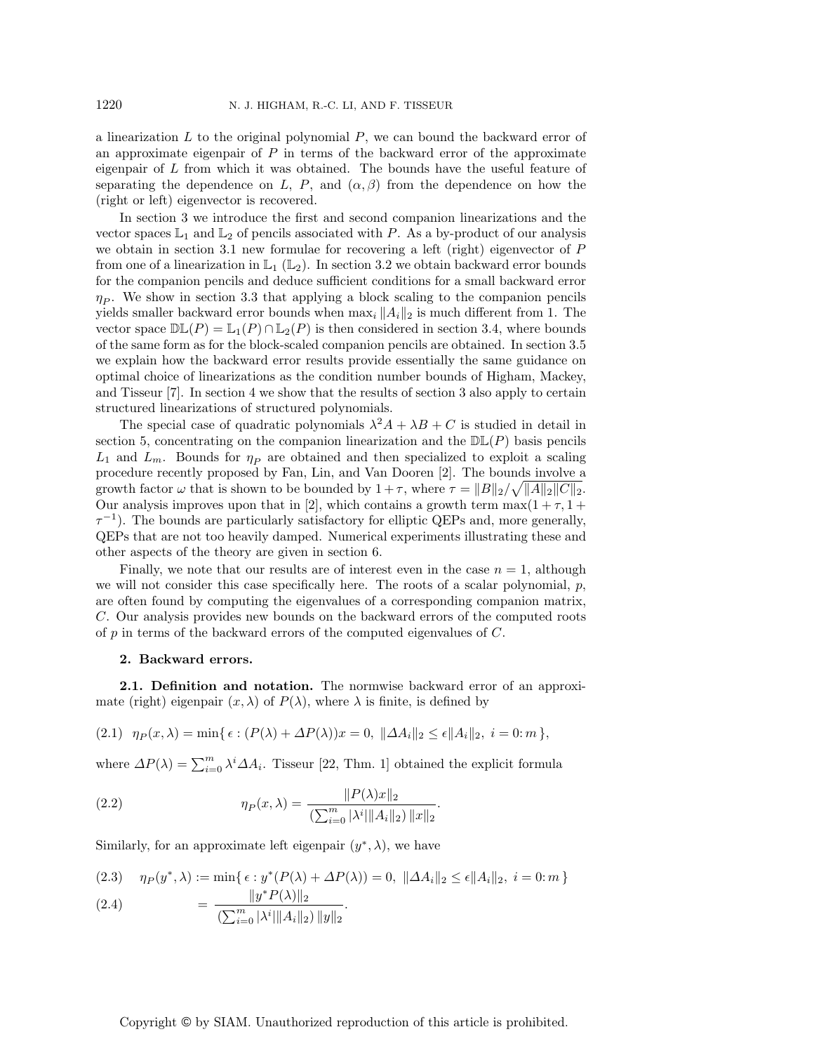a linearization $L$ to the original polynomial $P$, we can bound the backward error of an approximate eigenpair of $P$ in terms of the backward error of the approximate eigenpair of $L$ from which it was obtained. The bounds have the useful feature of separating the dependence on $L$, $P$, and $(\alpha, \beta)$ from the dependence on how the (right or left) eigenvector is recovered.

In section 3 we introduce the first and second companion linearizations and the vector spaces $\mathbb{L}_1$ and $\mathbb{L}_2$ of pencils associated with $P$. As a by-product of our analysis we obtain in section 3.1 new formulae for recovering a left (right) eigenvector of $P$ from one of a linearization in $\mathbb{L}_1$ ($\mathbb{L}_2$). In section 3.2 we obtain backward error bounds for the companion pencils and deduce sufficient conditions for a small backward error $\eta_P$. We show in section 3.3 that applying a block scaling to the companion pencils yields smaller backward error bounds when $\max_i \|A_i\|_2$ is much different from 1. The vector space $\mathbb{DL}(P) = \mathbb{L}_1(P) \cap \mathbb{L}_2(P)$ is then considered in section 3.4, where bounds of the same form as for the block-scaled companion pencils are obtained. In section 3.5 we explain how the backward error results provide essentially the same guidance on optimal choice of linearizations as the condition number bounds of Higham, Mackey, and Tisseur [7]. In section 4 we show that the results of section 3 also apply to certain structured linearizations of structured polynomials.

The special case of quadratic polynomials $\lambda^2 A + \lambda B + C$ is studied in detail in section 5, concentrating on the companion linearization and the $\mathbb{DL}(P)$ basis pencils $L_1$ and $L_m$. Bounds for $\eta_P$ are obtained and then specialized to exploit a scaling procedure recently proposed by Fan, Lin, and Van Dooren [2]. The bounds involve a growth factor $\omega$ that is shown to be bounded by $1+\tau$, where $\tau = \|B\|_2/\sqrt{\|A\|_2\|C\|_2}$. Our analysis improves upon that in [2], which contains a growth term $\max(1+\tau, 1+\tau^{-1})$. The bounds are particularly satisfactory for elliptic QEPs and, more generally, QEPs that are not too heavily damped. Numerical experiments illustrating these and other aspects of the theory are given in section 6.

Finally, we note that our results are of interest even in the case $n = 1$, although we will not consider this case specifically here. The roots of a scalar polynomial, $p$, are often found by computing the eigenvalues of a corresponding companion matrix, $C$. Our analysis provides new bounds on the backward errors of the computed roots of $p$ in terms of the backward errors of the computed eigenvalues of $C$.

## 2. Backward errors.

**2.1. Definition and notation.** The normwise backward error of an approximate (right) eigenpair $(x, \lambda)$ of $P(\lambda)$, where $\lambda$ is finite, is defined by

$$\eta_P(x,\lambda) = \min\{\, \epsilon : (P(\lambda) + \Delta P(\lambda))x = 0,\ \|\Delta A_i\|_2 \le \epsilon \|A_i\|_2,\ i = 0\colon m \,\}, \tag{2.1}$$

where $\Delta P(\lambda) = \sum_{i=0}^m \lambda^i \Delta A_i$. Tisseur [22, Thm. 1] obtained the explicit formula

$$\eta_P(x,\lambda) = \frac{\|P(\lambda)x\|_2}{\left(\sum_{i=0}^m |\lambda^i| \|A_i\|_2\right) \|x\|_2}. \tag{2.2}$$

Similarly, for an approximate left eigenpair $(y^*, \lambda)$, we have

$$\eta_P(y^*,\lambda) := \min\{\, \epsilon : y^*(P(\lambda) + \Delta P(\lambda)) = 0,\ \|\Delta A_i\|_2 \le \epsilon \|A_i\|_2,\ i = 0\colon m \,\} \tag{2.3}$$

$$= \frac{\|y^* P(\lambda)\|_2}{\left(\sum_{i=0}^m |\lambda^i| \|A_i\|_2\right) \|y\|_2}. \tag{2.4}$$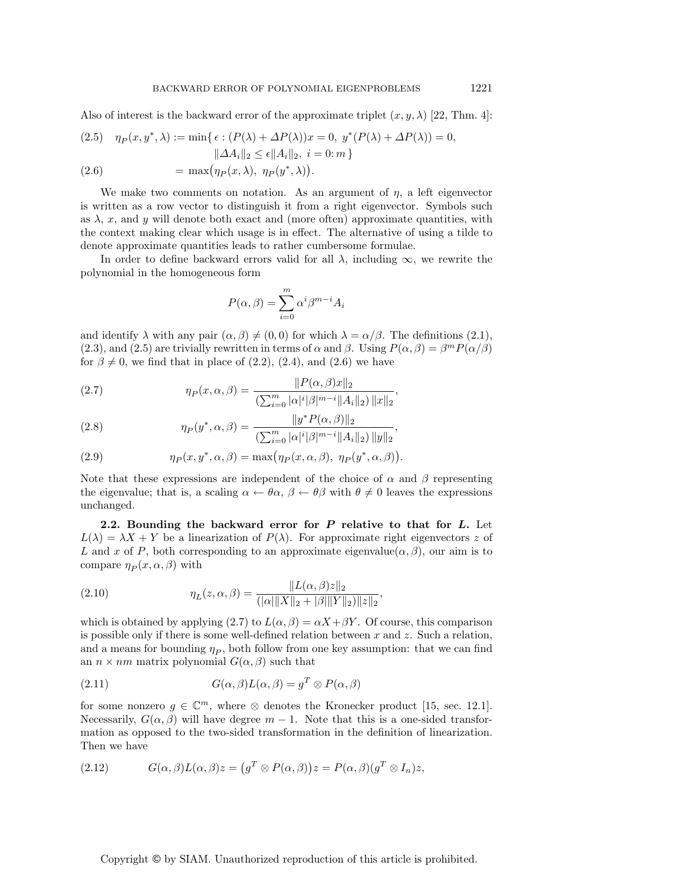Also of interest is the backward error of the approximate triplet $(x, y, \lambda)$ [22, Thm. 4]:

$$
\begin{aligned}
(2.5)\quad \eta_P(x, y^*, \lambda) &:= \min\{\, \epsilon : (P(\lambda) + \Delta P(\lambda))x = 0,\ y^*(P(\lambda) + \Delta P(\lambda)) = 0, \\
&\qquad \|\Delta A_i\|_2 \le \epsilon \|A_i\|_2,\ i = 0\colon m \,\} \\
(2.6)\qquad\qquad &= \max\bigl(\eta_P(x, \lambda),\ \eta_P(y^*, \lambda)\bigr).
\end{aligned}
$$

We make two comments on notation. As an argument of $\eta$, a left eigenvector is written as a row vector to distinguish it from a right eigenvector. Symbols such as $\lambda$, $x$, and $y$ will denote both exact and (more often) approximate quantities, with the context making clear which usage is in effect. The alternative of using a tilde to denote approximate quantities leads to rather cumbersome formulae.

In order to define backward errors valid for all $\lambda$, including $\infty$, we rewrite the polynomial in the homogeneous form

$$
P(\alpha, \beta) = \sum_{i=0}^{m} \alpha^i \beta^{m-i} A_i
$$

and identify $\lambda$ with any pair $(\alpha, \beta) \ne (0, 0)$ for which $\lambda = \alpha/\beta$. The definitions (2.1), (2.3), and (2.5) are trivially rewritten in terms of $\alpha$ and $\beta$. Using $P(\alpha, \beta) = \beta^m P(\alpha/\beta)$ for $\beta \ne 0$, we find that in place of (2.2), (2.4), and (2.6) we have

$$
\eta_P(x, \alpha, \beta) = \frac{\|P(\alpha, \beta)x\|_2}{\left(\sum_{i=0}^{m} |\alpha|^i |\beta|^{m-i} \|A_i\|_2\right) \|x\|_2}, \tag{2.7}
$$

$$
\eta_P(y^*, \alpha, \beta) = \frac{\|y^* P(\alpha, \beta)\|_2}{\left(\sum_{i=0}^{m} |\alpha|^i |\beta|^{m-i} \|A_i\|_2\right) \|y\|_2}, \tag{2.8}
$$

$$
\eta_P(x, y^*, \alpha, \beta) = \max\bigl(\eta_P(x, \alpha, \beta),\ \eta_P(y^*, \alpha, \beta)\bigr). \tag{2.9}
$$

Note that these expressions are independent of the choice of $\alpha$ and $\beta$ representing the eigenvalue; that is, a scaling $\alpha \leftarrow \theta\alpha$, $\beta \leftarrow \theta\beta$ with $\theta \ne 0$ leaves the expressions unchanged.

**2.2. Bounding the backward error for $P$ relative to that for $L$.** Let $L(\lambda) = \lambda X + Y$ be a linearization of $P(\lambda)$. For approximate right eigenvectors $z$ of $L$ and $x$ of $P$, both corresponding to an approximate eigenvalue$(\alpha, \beta)$, our aim is to compare $\eta_P(x, \alpha, \beta)$ with

$$
\eta_L(z, \alpha, \beta) = \frac{\|L(\alpha, \beta)z\|_2}{(|\alpha|\|X\|_2 + |\beta|\|Y\|_2)\|z\|_2}, \tag{2.10}
$$

which is obtained by applying (2.7) to $L(\alpha, \beta) = \alpha X + \beta Y$. Of course, this comparison is possible only if there is some well-defined relation between $x$ and $z$. Such a relation, and a means for bounding $\eta_P$, both follow from one key assumption: that we can find an $n \times nm$ matrix polynomial $G(\alpha, \beta)$ such that

$$
G(\alpha, \beta)L(\alpha, \beta) = g^T \otimes P(\alpha, \beta) \tag{2.11}
$$

for some nonzero $g \in \mathbb{C}^m$, where $\otimes$ denotes the Kronecker product [15, sec. 12.1]. Necessarily, $G(\alpha, \beta)$ will have degree $m - 1$. Note that this is a one-sided transformation as opposed to the two-sided transformation in the definition of linearization. Then we have

$$
G(\alpha, \beta)L(\alpha, \beta)z = \bigl(g^T \otimes P(\alpha, \beta)\bigr)z = P(\alpha, \beta)(g^T \otimes I_n)z, \tag{2.12}
$$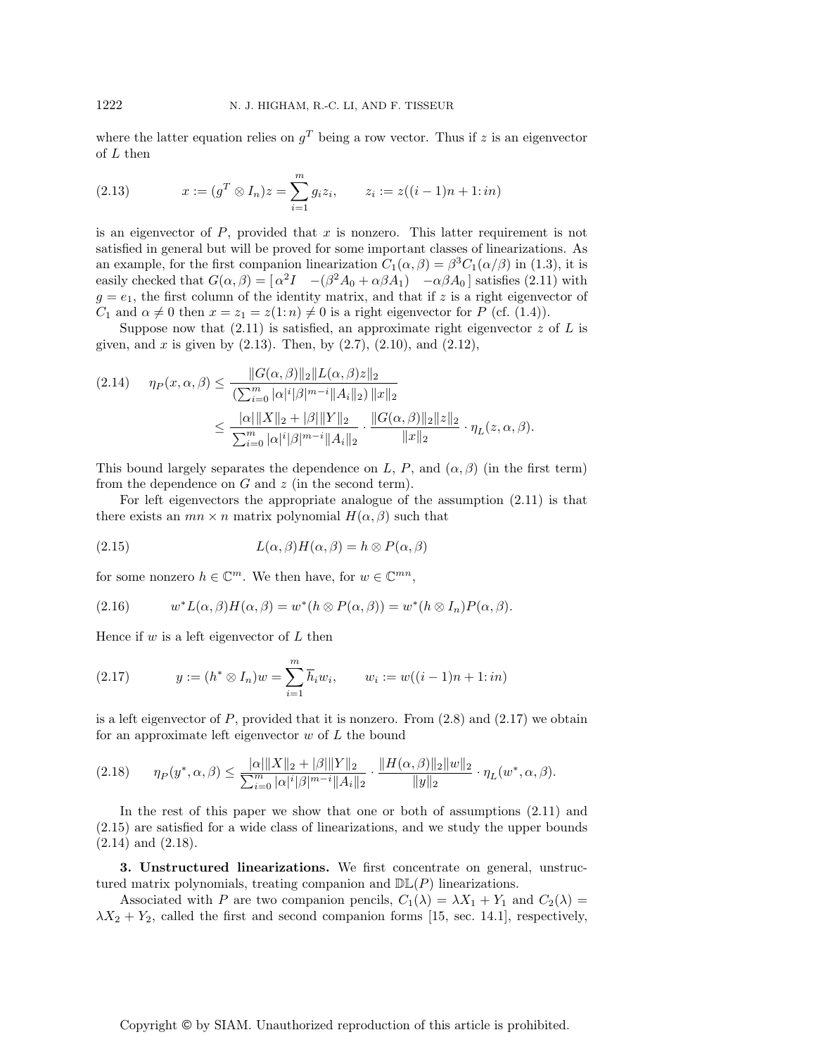where the latter equation relies on $g^T$ being a row vector. Thus if $z$ is an eigenvector of $L$ then

$$x := (g^T \otimes I_n)z = \sum_{i=1}^{m} g_i z_i, \qquad z_i := z((i-1)n+1\colon in) \tag{2.13}$$

is an eigenvector of $P$, provided that $x$ is nonzero. This latter requirement is not satisfied in general but will be proved for some important classes of linearizations. As an example, for the first companion linearization $C_1(\alpha,\beta) = \beta^3 C_1(\alpha/\beta)$ in (1.3), it is easily checked that $G(\alpha,\beta) = [\,\alpha^2 I \quad -(\beta^2 A_0 + \alpha\beta A_1) \quad -\alpha\beta A_0\,]$ satisfies (2.11) with $g = e_1$, the first column of the identity matrix, and that if $z$ is a right eigenvector of $C_1$ and $\alpha \neq 0$ then $x = z_1 = z(1\colon n) \neq 0$ is a right eigenvector for $P$ (cf. (1.4)).

Suppose now that (2.11) is satisfied, an approximate right eigenvector $z$ of $L$ is given, and $x$ is given by (2.13). Then, by (2.7), (2.10), and (2.12),

$$\begin{aligned} \eta_P(x,\alpha,\beta) &\leq \frac{\|G(\alpha,\beta)\|_2 \|L(\alpha,\beta)z\|_2}{\left(\sum_{i=0}^{m} |\alpha|^i |\beta|^{m-i} \|A_i\|_2\right) \|x\|_2} \\ &\leq \frac{|\alpha|\|X\|_2 + |\beta|\|Y\|_2}{\sum_{i=0}^{m} |\alpha|^i |\beta|^{m-i} \|A_i\|_2} \cdot \frac{\|G(\alpha,\beta)\|_2 \|z\|_2}{\|x\|_2} \cdot \eta_L(z,\alpha,\beta). \end{aligned} \tag{2.14}$$

This bound largely separates the dependence on $L$, $P$, and $(\alpha,\beta)$ (in the first term) from the dependence on $G$ and $z$ (in the second term).

For left eigenvectors the appropriate analogue of the assumption (2.11) is that there exists an $mn \times n$ matrix polynomial $H(\alpha,\beta)$ such that

$$L(\alpha,\beta)H(\alpha,\beta) = h \otimes P(\alpha,\beta) \tag{2.15}$$

for some nonzero $h \in \mathbb{C}^m$. We then have, for $w \in \mathbb{C}^{mn}$,

$$w^* L(\alpha,\beta)H(\alpha,\beta) = w^*(h \otimes P(\alpha,\beta)) = w^*(h \otimes I_n)P(\alpha,\beta). \tag{2.16}$$

Hence if $w$ is a left eigenvector of $L$ then

$$y := (h^* \otimes I_n)w = \sum_{i=1}^{m} \overline{h}_i w_i, \qquad w_i := w((i-1)n+1\colon in) \tag{2.17}$$

is a left eigenvector of $P$, provided that it is nonzero. From (2.8) and (2.17) we obtain for an approximate left eigenvector $w$ of $L$ the bound

$$\eta_P(y^*,\alpha,\beta) \leq \frac{|\alpha|\|X\|_2 + |\beta|\|Y\|_2}{\sum_{i=0}^{m} |\alpha|^i |\beta|^{m-i} \|A_i\|_2} \cdot \frac{\|H(\alpha,\beta)\|_2 \|w\|_2}{\|y\|_2} \cdot \eta_L(w^*,\alpha,\beta). \tag{2.18}$$

In the rest of this paper we show that one or both of assumptions (2.11) and (2.15) are satisfied for a wide class of linearizations, and we study the upper bounds (2.14) and (2.18).

## 3. Unstructured linearizations.

We first concentrate on general, unstructured matrix polynomials, treating companion and $\mathbb{DL}(P)$ linearizations.

Associated with $P$ are two companion pencils, $C_1(\lambda) = \lambda X_1 + Y_1$ and $C_2(\lambda) = \lambda X_2 + Y_2$, called the first and second companion forms [15, sec. 14.1], respectively,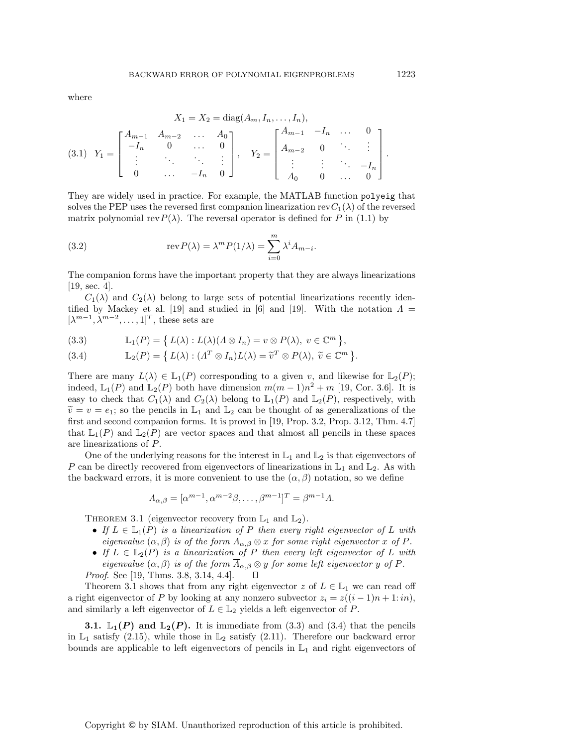where

$$X_1 = X_2 = \operatorname{diag}(A_m, I_n, \dots, I_n),$$

$$(3.1)\quad Y_1 = \begin{bmatrix} A_{m-1} & A_{m-2} & \dots & A_0 \\ -I_n & 0 & \dots & 0 \\ \vdots & \ddots & \ddots & \vdots \\ 0 & \dots & -I_n & 0 \end{bmatrix}, \quad Y_2 = \begin{bmatrix} A_{m-1} & -I_n & \dots & 0 \\ A_{m-2} & 0 & \ddots & \vdots \\ \vdots & \vdots & \ddots & -I_n \\ A_0 & 0 & \dots & 0 \end{bmatrix}.$$

They are widely used in practice. For example, the MATLAB function `polyeig` that solves the PEP uses the reversed first companion linearization $\operatorname{rev}C_1(\lambda)$ of the reversed matrix polynomial $\operatorname{rev}P(\lambda)$. The reversal operator is defined for $P$ in (1.1) by

$$(3.2)\qquad \operatorname{rev}P(\lambda) = \lambda^m P(1/\lambda) = \sum_{i=0}^{m} \lambda^i A_{m-i}.$$

The companion forms have the important property that they are always linearizations [19, sec. 4].

$C_1(\lambda)$ and $C_2(\lambda)$ belong to large sets of potential linearizations recently identified by Mackey et al. [19] and studied in [6] and [19]. With the notation $\Lambda = [\lambda^{m-1}, \lambda^{m-2}, \dots, 1]^T$, these sets are

$$(3.3)\qquad \mathbb{L}_1(P) = \left\{ L(\lambda) : L(\lambda)(\Lambda \otimes I_n) = v \otimes P(\lambda),\ v \in \mathbb{C}^m \right\},$$

$$(3.4)\qquad \mathbb{L}_2(P) = \left\{ L(\lambda) : (\Lambda^T \otimes I_n)L(\lambda) = \widetilde{v}^T \otimes P(\lambda),\ \widetilde{v} \in \mathbb{C}^m \right\}.$$

There are many $L(\lambda) \in \mathbb{L}_1(P)$ corresponding to a given $v$, and likewise for $\mathbb{L}_2(P)$; indeed, $\mathbb{L}_1(P)$ and $\mathbb{L}_2(P)$ both have dimension $m(m-1)n^2 + m$ [19, Cor. 3.6]. It is easy to check that $C_1(\lambda)$ and $C_2(\lambda)$ belong to $\mathbb{L}_1(P)$ and $\mathbb{L}_2(P)$, respectively, with $\widetilde{v} = v = e_1$; so the pencils in $\mathbb{L}_1$ and $\mathbb{L}_2$ can be thought of as generalizations of the first and second companion forms. It is proved in [19, Prop. 3.2, Prop. 3.12, Thm. 4.7] that $\mathbb{L}_1(P)$ and $\mathbb{L}_2(P)$ are vector spaces and that almost all pencils in these spaces are linearizations of $P$.

One of the underlying reasons for the interest in $\mathbb{L}_1$ and $\mathbb{L}_2$ is that eigenvectors of $P$ can be directly recovered from eigenvectors of linearizations in $\mathbb{L}_1$ and $\mathbb{L}_2$. As with the backward errors, it is more convenient to use the $(\alpha, \beta)$ notation, so we define

$$\Lambda_{\alpha,\beta} = [\alpha^{m-1}, \alpha^{m-2}\beta, \dots, \beta^{m-1}]^T = \beta^{m-1}\Lambda.$$

Theorem 3.1 (eigenvector recovery from $\mathbb{L}_1$ and $\mathbb{L}_2$).

- *If $L \in \mathbb{L}_1(P)$ is a linearization of $P$ then every right eigenvector of $L$ with eigenvalue $(\alpha, \beta)$ is of the form $\Lambda_{\alpha,\beta} \otimes x$ for some right eigenvector $x$ of $P$.*
- *If $L \in \mathbb{L}_2(P)$ is a linearization of $P$ then every left eigenvector of $L$ with eigenvalue $(\alpha, \beta)$ is of the form $\overline{\Lambda}_{\alpha,\beta} \otimes y$ for some left eigenvector $y$ of $P$.*

*Proof.* See [19, Thms. 3.8, 3.14, 4.4]. ∎

Theorem 3.1 shows that from any right eigenvector $z$ of $L \in \mathbb{L}_1$ we can read off a right eigenvector of $P$ by looking at any nonzero subvector $z_i = z((i-1)n + 1 \colon in)$, and similarly a left eigenvector of $L \in \mathbb{L}_2$ yields a left eigenvector of $P$.

**3.1. $\mathbb{L}_1(P)$ and $\mathbb{L}_2(P)$.** It is immediate from (3.3) and (3.4) that the pencils in $\mathbb{L}_1$ satisfy (2.15), while those in $\mathbb{L}_2$ satisfy (2.11). Therefore our backward error bounds are applicable to left eigenvectors of pencils in $\mathbb{L}_1$ and right eigenvectors of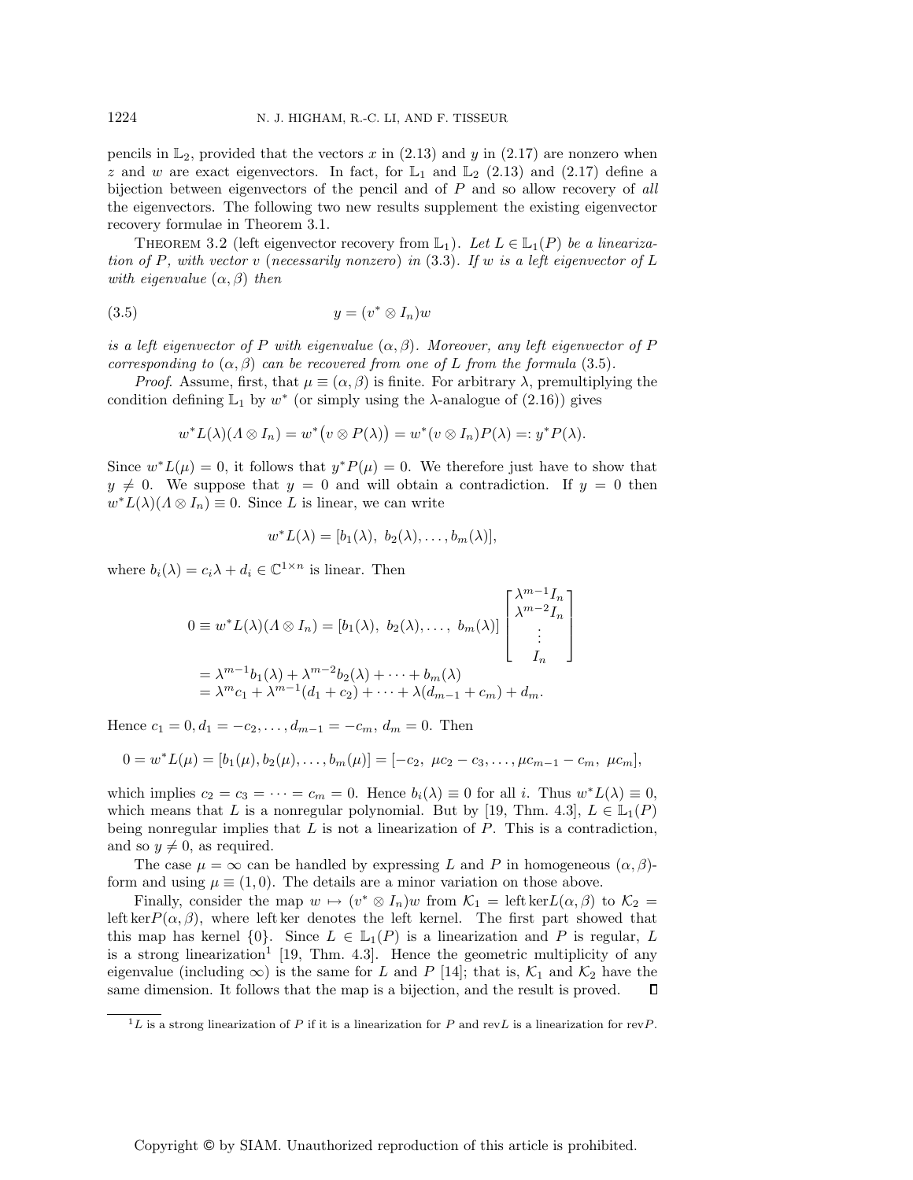pencils in $\mathbb{L}_2$, provided that the vectors $x$ in (2.13) and $y$ in (2.17) are nonzero when $z$ and $w$ are exact eigenvectors. In fact, for $\mathbb{L}_1$ and $\mathbb{L}_2$ (2.13) and (2.17) define a bijection between eigenvectors of the pencil and of $P$ and so allow recovery of *all* the eigenvectors. The following two new results supplement the existing eigenvector recovery formulae in Theorem 3.1.

THEOREM 3.2 (left eigenvector recovery from $\mathbb{L}_1$). *Let $L \in \mathbb{L}_1(P)$ be a linearization of $P$, with vector $v$ (necessarily nonzero) in* (3.3). *If $w$ is a left eigenvector of $L$ with eigenvalue $(\alpha, \beta)$ then*

$$y = (v^* \otimes I_n)w \tag{3.5}$$

*is a left eigenvector of $P$ with eigenvalue $(\alpha, \beta)$. Moreover, any left eigenvector of $P$ corresponding to $(\alpha, \beta)$ can be recovered from one of $L$ from the formula* (3.5).

*Proof.* Assume, first, that $\mu \equiv (\alpha, \beta)$ is finite. For arbitrary $\lambda$, premultiplying the condition defining $\mathbb{L}_1$ by $w^*$ (or simply using the $\lambda$-analogue of (2.16)) gives

$$w^*L(\lambda)(\Lambda \otimes I_n) = w^*\big(v \otimes P(\lambda)\big) = w^*(v \otimes I_n)P(\lambda) =: y^*P(\lambda).$$

Since $w^*L(\mu) = 0$, it follows that $y^*P(\mu) = 0$. We therefore just have to show that $y \neq 0$. We suppose that $y = 0$ and will obtain a contradiction. If $y = 0$ then $w^*L(\lambda)(\Lambda \otimes I_n) \equiv 0$. Since $L$ is linear, we can write

$$w^*L(\lambda) = [b_1(\lambda),\ b_2(\lambda), \ldots, b_m(\lambda)],$$

where $b_i(\lambda) = c_i\lambda + d_i \in \mathbb{C}^{1\times n}$ is linear. Then

$$\begin{aligned}
0 \equiv w^*L(\lambda)(\Lambda \otimes I_n) &= [b_1(\lambda),\ b_2(\lambda), \ldots,\ b_m(\lambda)] \begin{bmatrix} \lambda^{m-1}I_n \\ \lambda^{m-2}I_n \\ \vdots \\ I_n \end{bmatrix} \\
&= \lambda^{m-1}b_1(\lambda) + \lambda^{m-2}b_2(\lambda) + \cdots + b_m(\lambda) \\
&= \lambda^m c_1 + \lambda^{m-1}(d_1 + c_2) + \cdots + \lambda(d_{m-1} + c_m) + d_m.
\end{aligned}$$

Hence $c_1 = 0, d_1 = -c_2, \ldots, d_{m-1} = -c_m$, $d_m = 0$. Then

$$0 = w^*L(\mu) = [b_1(\mu), b_2(\mu), \ldots, b_m(\mu)] = [-c_2,\ \mu c_2 - c_3, \ldots, \mu c_{m-1} - c_m,\ \mu c_m],$$

which implies $c_2 = c_3 = \cdots = c_m = 0$. Hence $b_i(\lambda) \equiv 0$ for all $i$. Thus $w^*L(\lambda) \equiv 0$, which means that $L$ is a nonregular polynomial. But by [19, Thm. 4.3], $L \in \mathbb{L}_1(P)$ being nonregular implies that $L$ is not a linearization of $P$. This is a contradiction, and so $y \neq 0$, as required.

The case $\mu = \infty$ can be handled by expressing $L$ and $P$ in homogeneous $(\alpha, \beta)$-form and using $\mu \equiv (1, 0)$. The details are a minor variation on those above.

Finally, consider the map $w \mapsto (v^* \otimes I_n)w$ from $\mathcal{K}_1 = \operatorname{left\,ker} L(\alpha, \beta)$ to $\mathcal{K}_2 = \operatorname{left\,ker} P(\alpha, \beta)$, where left ker denotes the left kernel. The first part showed that this map has kernel $\{0\}$. Since $L \in \mathbb{L}_1(P)$ is a linearization and $P$ is regular, $L$ is a strong linearization[1] [19, Thm. 4.3]. Hence the geometric multiplicity of any eigenvalue (including $\infty$) is the same for $L$ and $P$ [14]; that is, $\mathcal{K}_1$ and $\mathcal{K}_2$ have the same dimension. It follows that the map is a bijection, and the result is proved. $\square$

---

[1] $L$ is a strong linearization of $P$ if it is a linearization for $P$ and rev$L$ is a linearization for rev$P$.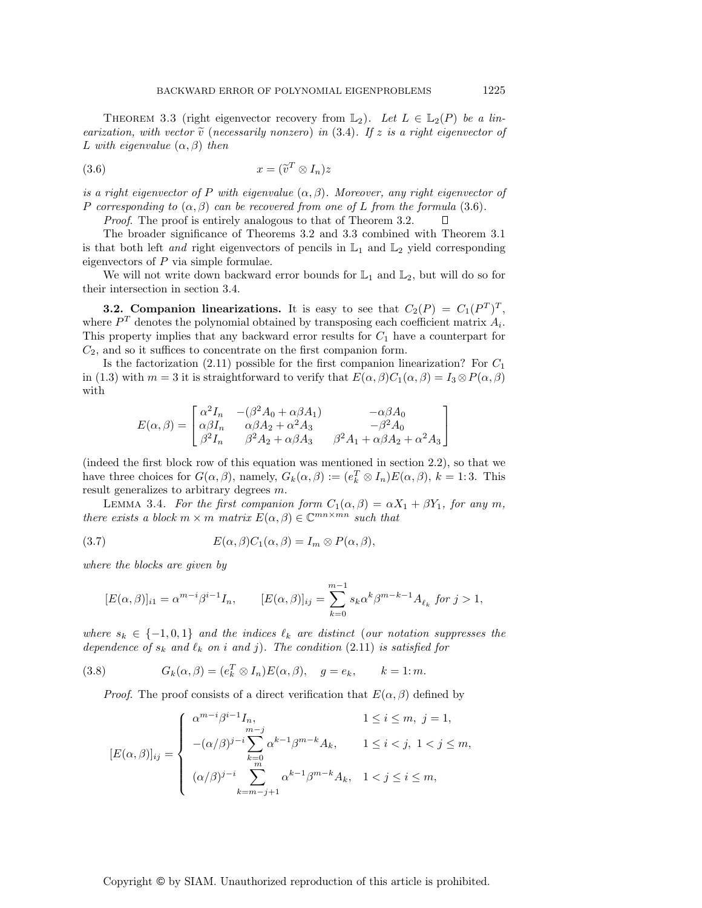THEOREM 3.3 (right eigenvector recovery from $\mathbb{L}_2$). *Let $L \in \mathbb{L}_2(P)$ be a linearization, with vector $\widetilde{v}$ (necessarily nonzero) in* (3.4)*. If $z$ is a right eigenvector of $L$ with eigenvalue $(\alpha, \beta)$ then*

$$x = (\widetilde{v}^T \otimes I_n)z \tag{3.6}$$

*is a right eigenvector of $P$ with eigenvalue $(\alpha, \beta)$. Moreover, any right eigenvector of $P$ corresponding to $(\alpha, \beta)$ can be recovered from one of $L$ from the formula* (3.6)*.*

*Proof*. The proof is entirely analogous to that of Theorem 3.2. ∎

The broader significance of Theorems 3.2 and 3.3 combined with Theorem 3.1 is that both left *and* right eigenvectors of pencils in $\mathbb{L}_1$ and $\mathbb{L}_2$ yield corresponding eigenvectors of $P$ via simple formulae.

We will not write down backward error bounds for $\mathbb{L}_1$ and $\mathbb{L}_2$, but will do so for their intersection in section 3.4.

**3.2. Companion linearizations.** It is easy to see that $C_2(P) = C_1(P^T)^T$, where $P^T$ denotes the polynomial obtained by transposing each coefficient matrix $A_i$. This property implies that any backward error results for $C_1$ have a counterpart for $C_2$, and so it suffices to concentrate on the first companion form.

Is the factorization (2.11) possible for the first companion linearization? For $C_1$ in (1.3) with $m = 3$ it is straightforward to verify that $E(\alpha, \beta)C_1(\alpha, \beta) = I_3 \otimes P(\alpha, \beta)$ with

$$E(\alpha, \beta) = \begin{bmatrix} \alpha^2 I_n & -(\beta^2 A_0 + \alpha\beta A_1) & -\alpha\beta A_0 \\ \alpha\beta I_n & \alpha\beta A_2 + \alpha^2 A_3 & -\beta^2 A_0 \\ \beta^2 I_n & \beta^2 A_2 + \alpha\beta A_3 & \beta^2 A_1 + \alpha\beta A_2 + \alpha^2 A_3 \end{bmatrix}$$

(indeed the first block row of this equation was mentioned in section 2.2), so that we have three choices for $G(\alpha, \beta)$, namely, $G_k(\alpha, \beta) := (e_k^T \otimes I_n)E(\alpha, \beta)$, $k = 1{:}\,3$. This result generalizes to arbitrary degrees $m$.

LEMMA 3.4. *For the first companion form $C_1(\alpha, \beta) = \alpha X_1 + \beta Y_1$, for any $m$, there exists a block $m \times m$ matrix $E(\alpha, \beta) \in \mathbb{C}^{mn \times mn}$ such that*

$$E(\alpha, \beta)C_1(\alpha, \beta) = I_m \otimes P(\alpha, \beta), \tag{3.7}$$

*where the blocks are given by*

$$[E(\alpha, \beta)]_{i1} = \alpha^{m-i}\beta^{i-1} I_n, \qquad [E(\alpha, \beta)]_{ij} = \sum_{k=0}^{m-1} s_k \alpha^k \beta^{m-k-1} A_{\ell_k} \text{ for } j > 1,$$

*where $s_k \in \{-1, 0, 1\}$ and the indices $\ell_k$ are distinct* (*our notation suppresses the dependence of $s_k$ and $\ell_k$ on $i$ and $j$*)*. The condition* (2.11) *is satisfied for*

$$G_k(\alpha, \beta) = (e_k^T \otimes I_n)E(\alpha, \beta), \quad g = e_k, \qquad k = 1{:}\,m. \tag{3.8}$$

*Proof*. The proof consists of a direct verification that $E(\alpha, \beta)$ defined by

$$[E(\alpha, \beta)]_{ij} = \begin{cases} \alpha^{m-i}\beta^{i-1} I_n, & 1 \le i \le m, \ j = 1, \\ -(\alpha/\beta)^{j-i} \displaystyle\sum_{k=0}^{m-j} \alpha^{k-1}\beta^{m-k} A_k, & 1 \le i < j, \ 1 < j \le m, \\ (\alpha/\beta)^{j-i} \displaystyle\sum_{k=m-j+1}^{m} \alpha^{k-1}\beta^{m-k} A_k, & 1 < j \le i \le m, \end{cases}$$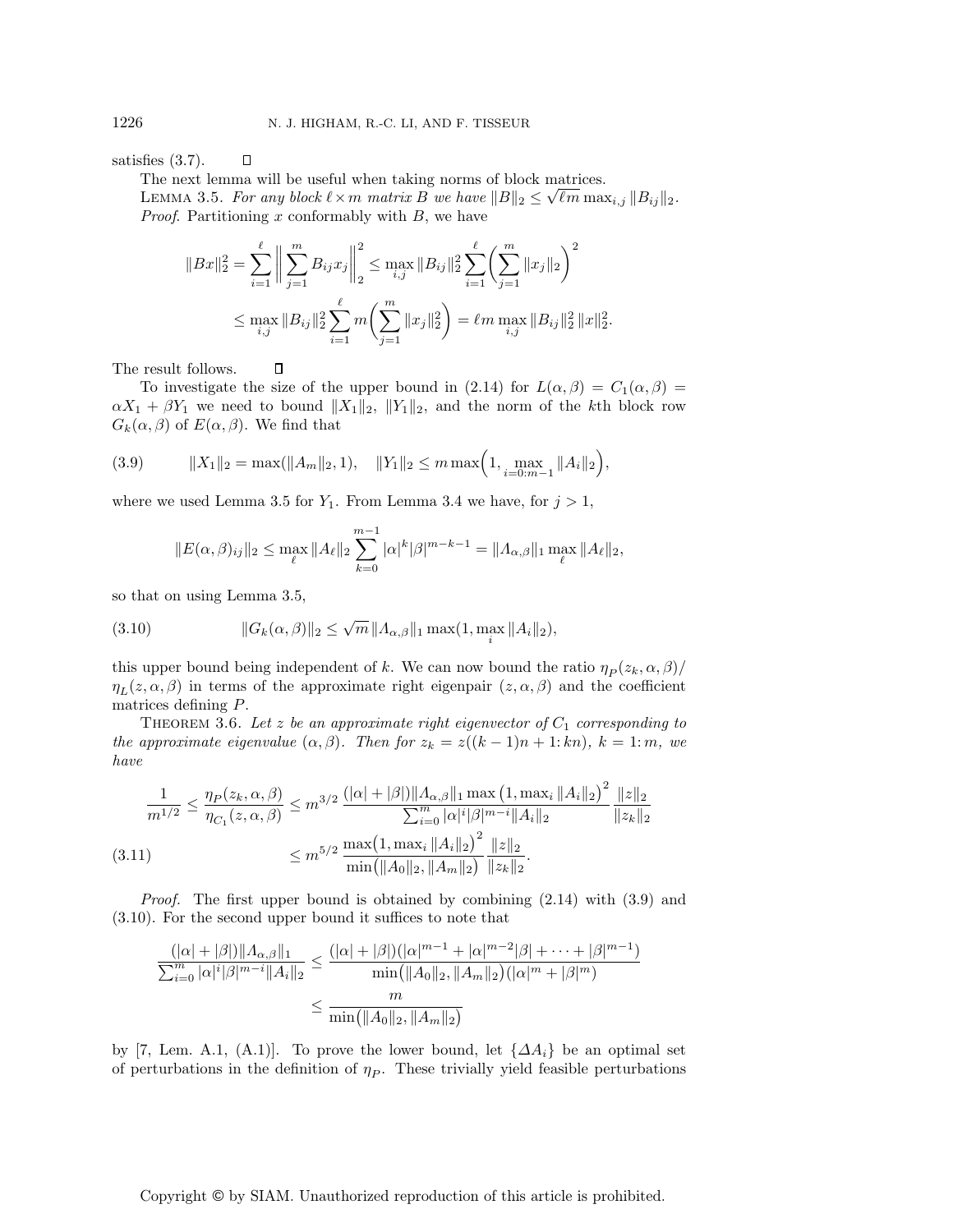satisfies (3.7). $\square$

The next lemma will be useful when taking norms of block matrices.

LEMMA 3.5. *For any block $\ell \times m$ matrix $B$ we have $\|B\|_2 \le \sqrt{\ell m}\max_{i,j}\|B_{ij}\|_2$.*

*Proof*. Partitioning $x$ conformably with $B$, we have

$$\|Bx\|_2^2 = \sum_{i=1}^{\ell}\bigg\|\sum_{j=1}^{m} B_{ij}x_j\bigg\|_2^2 \le \max_{i,j}\|B_{ij}\|_2^2 \sum_{i=1}^{\ell}\bigg(\sum_{j=1}^{m}\|x_j\|_2\bigg)^2$$

$$\le \max_{i,j}\|B_{ij}\|_2^2 \sum_{i=1}^{\ell} m\bigg(\sum_{j=1}^{m}\|x_j\|_2^2\bigg) = \ell m \max_{i,j}\|B_{ij}\|_2^2\,\|x\|_2^2.$$

The result follows. $\square$

To investigate the size of the upper bound in (2.14) for $L(\alpha,\beta) = C_1(\alpha,\beta) = \alpha X_1 + \beta Y_1$ we need to bound $\|X_1\|_2$, $\|Y_1\|_2$, and the norm of the $k$th block row $G_k(\alpha,\beta)$ of $E(\alpha,\beta)$. We find that

$$\|X_1\|_2 = \max(\|A_m\|_2, 1), \quad \|Y_1\|_2 \le m\max\Big(1, \max_{i=0:m-1}\|A_i\|_2\Big), \tag{3.9}$$

where we used Lemma 3.5 for $Y_1$. From Lemma 3.4 we have, for $j > 1$,

$$\|E(\alpha,\beta)_{ij}\|_2 \le \max_{\ell}\|A_\ell\|_2 \sum_{k=0}^{m-1}|\alpha|^k|\beta|^{m-k-1} = \|\Lambda_{\alpha,\beta}\|_1 \max_{\ell}\|A_\ell\|_2,$$

so that on using Lemma 3.5,

$$\|G_k(\alpha,\beta)\|_2 \le \sqrt{m}\,\|\Lambda_{\alpha,\beta}\|_1 \max(1, \max_i\|A_i\|_2), \tag{3.10}$$

this upper bound being independent of $k$. We can now bound the ratio $\eta_P(z_k,\alpha,\beta)/\eta_L(z,\alpha,\beta)$ in terms of the approximate right eigenpair $(z,\alpha,\beta)$ and the coefficient matrices defining $P$.

THEOREM 3.6. *Let $z$ be an approximate right eigenvector of $C_1$ corresponding to the approximate eigenvalue $(\alpha,\beta)$. Then for $z_k = z((k-1)n+1\colon kn)$, $k = 1\colon m$, we have*

$$\frac{1}{m^{1/2}} \le \frac{\eta_P(z_k,\alpha,\beta)}{\eta_{C_1}(z,\alpha,\beta)} \le m^{3/2}\,\frac{(|\alpha|+|\beta|)\|\Lambda_{\alpha,\beta}\|_1 \max\big(1,\max_i\|A_i\|_2\big)^2}{\sum_{i=0}^{m}|\alpha|^i|\beta|^{m-i}\|A_i\|_2}\,\frac{\|z\|_2}{\|z_k\|_2}$$

$$\le m^{5/2}\,\frac{\max\big(1,\max_i\|A_i\|_2\big)^2}{\min\big(\|A_0\|_2,\|A_m\|_2\big)}\,\frac{\|z\|_2}{\|z_k\|_2}. \tag{3.11}$$

*Proof*. The first upper bound is obtained by combining (2.14) with (3.9) and (3.10). For the second upper bound it suffices to note that

$$\frac{(|\alpha|+|\beta|)\|\Lambda_{\alpha,\beta}\|_1}{\sum_{i=0}^{m}|\alpha|^i|\beta|^{m-i}\|A_i\|_2} \le \frac{(|\alpha|+|\beta|)(|\alpha|^{m-1}+|\alpha|^{m-2}|\beta|+\cdots+|\beta|^{m-1})}{\min\big(\|A_0\|_2,\|A_m\|_2\big)(|\alpha|^m+|\beta|^m)}$$

$$\le \frac{m}{\min\big(\|A_0\|_2,\|A_m\|_2\big)}$$

by [7, Lem. A.1, (A.1)]. To prove the lower bound, let $\{\Delta A_i\}$ be an optimal set of perturbations in the definition of $\eta_P$. These trivially yield feasible perturbations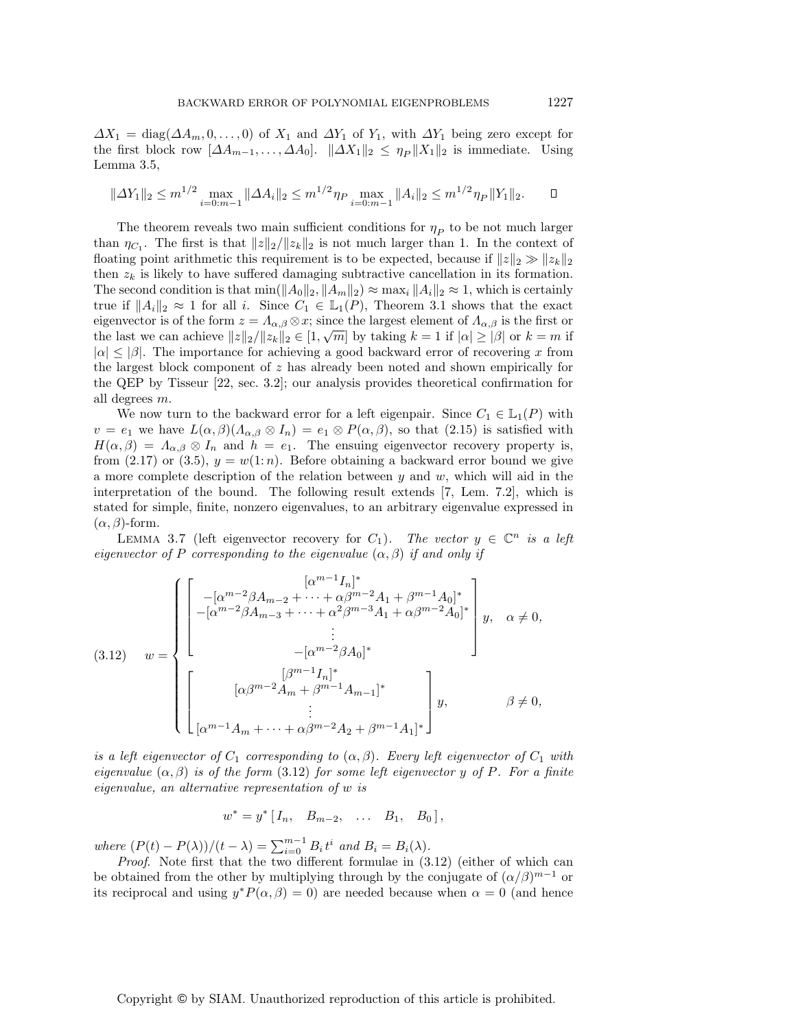$\Delta X_1 = \mathrm{diag}(\Delta A_m, 0, \ldots, 0)$ of $X_1$ and $\Delta Y_1$ of $Y_1$, with $\Delta Y_1$ being zero except for the first block row $[\Delta A_{m-1}, \ldots, \Delta A_0]$. $\|\Delta X_1\|_2 \leq \eta_P \|X_1\|_2$ is immediate. Using Lemma 3.5,

$$\|\Delta Y_1\|_2 \leq m^{1/2} \max_{i=0:m-1} \|\Delta A_i\|_2 \leq m^{1/2} \eta_P \max_{i=0:m-1} \|A_i\|_2 \leq m^{1/2} \eta_P \|Y_1\|_2. \qquad \square$$

The theorem reveals two main sufficient conditions for $\eta_P$ to be not much larger than $\eta_{C_1}$. The first is that $\|z\|_2/\|z_k\|_2$ is not much larger than 1. In the context of floating point arithmetic this requirement is to be expected, because if $\|z\|_2 \gg \|z_k\|_2$ then $z_k$ is likely to have suffered damaging subtractive cancellation in its formation. The second condition is that $\min(\|A_0\|_2, \|A_m\|_2) \approx \max_i \|A_i\|_2 \approx 1$, which is certainly true if $\|A_i\|_2 \approx 1$ for all $i$. Since $C_1 \in \mathbb{L}_1(P)$, Theorem 3.1 shows that the exact eigenvector is of the form $z = \Lambda_{\alpha,\beta} \otimes x$; since the largest element of $\Lambda_{\alpha,\beta}$ is the first or the last we can achieve $\|z\|_2/\|z_k\|_2 \in [1, \sqrt{m}]$ by taking $k = 1$ if $|\alpha| \geq |\beta|$ or $k = m$ if $|\alpha| \leq |\beta|$. The importance for achieving a good backward error of recovering $x$ from the largest block component of $z$ has already been noted and shown empirically for the QEP by Tisseur [22, sec. 3.2]; our analysis provides theoretical confirmation for all degrees $m$.

We now turn to the backward error for a left eigenpair. Since $C_1 \in \mathbb{L}_1(P)$ with $v = e_1$ we have $L(\alpha, \beta)(\Lambda_{\alpha,\beta} \otimes I_n) = e_1 \otimes P(\alpha, \beta)$, so that (2.15) is satisfied with $H(\alpha, \beta) = \Lambda_{\alpha,\beta} \otimes I_n$ and $h = e_1$. The ensuing eigenvector recovery property is, from (2.17) or (3.5), $y = w(1\colon n)$. Before obtaining a backward error bound we give a more complete description of the relation between $y$ and $w$, which will aid in the interpretation of the bound. The following result extends [7, Lem. 7.2], which is stated for simple, finite, nonzero eigenvalues, to an arbitrary eigenvalue expressed in $(\alpha, \beta)$-form.

Lemma 3.7 (left eigenvector recovery for $C_1$). *The vector $y \in \mathbb{C}^n$ is a left eigenvector of $P$ corresponding to the eigenvalue $(\alpha, \beta)$ if and only if*

$$w = \begin{cases} \begin{bmatrix} [\alpha^{m-1} I_n]^* \\ -[\alpha^{m-2}\beta A_{m-2} + \cdots + \alpha\beta^{m-2} A_1 + \beta^{m-1} A_0]^* \\ -[\alpha^{m-2}\beta A_{m-3} + \cdots + \alpha^2\beta^{m-3} A_1 + \alpha\beta^{m-2} A_0]^* \\ \vdots \\ -[\alpha^{m-2}\beta A_0]^* \end{bmatrix} y, & \alpha \neq 0, \\[2ex] \begin{bmatrix} [\beta^{m-1} I_n]^* \\ [\alpha\beta^{m-2} A_m + \beta^{m-1} A_{m-1}]^* \\ \vdots \\ [\alpha^{m-1} A_m + \cdots + \alpha\beta^{m-2} A_2 + \beta^{m-1} A_1]^* \end{bmatrix} y, & \beta \neq 0, \end{cases} \tag{3.12}$$

*is a left eigenvector of $C_1$ corresponding to $(\alpha, \beta)$. Every left eigenvector of $C_1$ with eigenvalue $(\alpha, \beta)$ is of the form (3.12) for some left eigenvector $y$ of $P$. For a finite eigenvalue, an alternative representation of $w$ is*

$$w^* = y^* \,[\, I_n, \quad B_{m-2}, \quad \ldots \quad B_1, \quad B_0 \,],$$

*where $(P(t) - P(\lambda))/(t - \lambda) = \sum_{i=0}^{m-1} B_i t^i$ and $B_i = B_i(\lambda)$.*

*Proof*. Note first that the two different formulae in (3.12) (either of which can be obtained from the other by multiplying through by the conjugate of $(\alpha/\beta)^{m-1}$ or its reciprocal and using $y^* P(\alpha, \beta) = 0$) are needed because when $\alpha = 0$ (and hence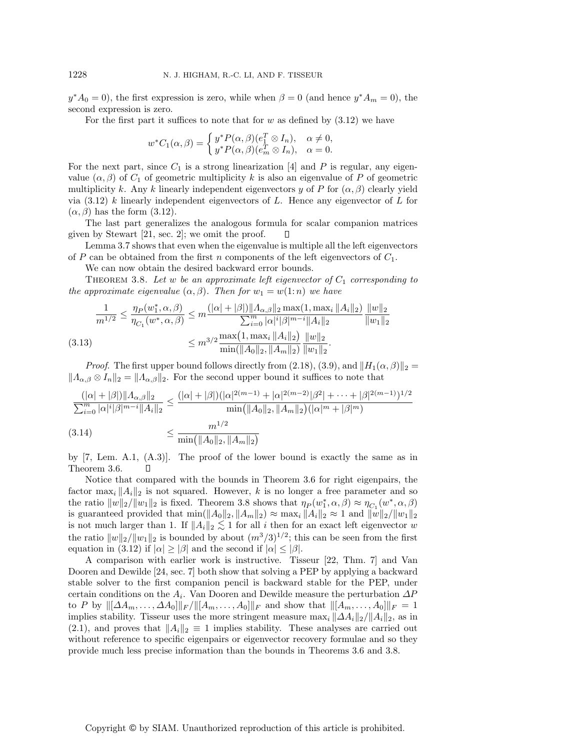$y^*A_0 = 0$), the first expression is zero, while when $\beta = 0$ (and hence $y^*A_m = 0$), the second expression is zero.

For the first part it suffices to note that for $w$ as defined by (3.12) we have

$$w^*C_1(\alpha,\beta) = \begin{cases} y^*P(\alpha,\beta)(e_1^T \otimes I_n), & \alpha \neq 0, \\ y^*P(\alpha,\beta)(e_m^T \otimes I_n), & \alpha = 0. \end{cases}$$

For the next part, since $C_1$ is a strong linearization [4] and $P$ is regular, any eigenvalue $(\alpha,\beta)$ of $C_1$ of geometric multiplicity $k$ is also an eigenvalue of $P$ of geometric multiplicity $k$. Any $k$ linearly independent eigenvectors $y$ of $P$ for $(\alpha,\beta)$ clearly yield via (3.12) $k$ linearly independent eigenvectors of $L$. Hence any eigenvector of $L$ for $(\alpha,\beta)$ has the form (3.12).

The last part generalizes the analogous formula for scalar companion matrices given by Stewart [21, sec. 2]; we omit the proof. $\square$

Lemma 3.7 shows that even when the eigenvalue is multiple all the left eigenvectors of $P$ can be obtained from the first $n$ components of the left eigenvectors of $C_1$.

We can now obtain the desired backward error bounds.

**Theorem 3.8.** *Let $w$ be an approximate left eigenvector of $C_1$ corresponding to the approximate eigenvalue $(\alpha,\beta)$. Then for $w_1 = w(1\colon n)$ we have*

$$\begin{aligned} \frac{1}{m^{1/2}} \le \frac{\eta_P(w_1^*,\alpha,\beta)}{\eta_{C_1}(w^*,\alpha,\beta)} &\le m\frac{(|\alpha|+|\beta|)\|\Lambda_{\alpha,\beta}\|_2 \max(1,\max_i \|A_i\|_2)}{\sum_{i=0}^m |\alpha|^i|\beta|^{m-i}\|A_i\|_2}\frac{\|w\|_2}{\|w_1\|_2} \\ &\le m^{3/2}\frac{\max\big(1,\max_i \|A_i\|_2\big)}{\min(\|A_0\|_2,\|A_m\|_2)}\frac{\|w\|_2}{\|w_1\|_2}. \end{aligned} \tag{3.13}$$

*Proof.* The first upper bound follows directly from (2.18), (3.9), and $\|H_1(\alpha,\beta)\|_2 = \|\Lambda_{\alpha,\beta}\otimes I_n\|_2 = \|\Lambda_{\alpha,\beta}\|_2$. For the second upper bound it suffices to note that

$$\begin{aligned} \frac{(|\alpha|+|\beta|)\|\Lambda_{\alpha,\beta}\|_2}{\sum_{i=0}^m |\alpha|^i|\beta|^{m-i}\|A_i\|_2} &\le \frac{(|\alpha|+|\beta|)(|\alpha|^{2(m-1)}+|\alpha|^{2(m-2)}|\beta^2|+\cdots+|\beta|^{2(m-1)})^{1/2}}{\min\big(\|A_0\|_2,\|A_m\|_2\big)(|\alpha|^m+|\beta|^m)} \\ &\le \frac{m^{1/2}}{\min\big(\|A_0\|_2,\|A_m\|_2\big)} \end{aligned} \tag{3.14}$$

by [7, Lem. A.1, (A.3)]. The proof of the lower bound is exactly the same as in Theorem 3.6. $\square$

Notice that compared with the bounds in Theorem 3.6 for right eigenpairs, the factor $\max_i \|A_i\|_2$ is not squared. However, $k$ is no longer a free parameter and so the ratio $\|w\|_2/\|w_1\|_2$ is fixed. Theorem 3.8 shows that $\eta_P(w_1^*,\alpha,\beta) \approx \eta_{C_1}(w^*,\alpha,\beta)$ is guaranteed provided that $\min(\|A_0\|_2,\|A_m\|_2) \approx \max_i \|A_i\|_2 \approx 1$ and $\|w\|_2/\|w_1\|_2$ is not much larger than 1. If $\|A_i\|_2 \lesssim 1$ for all $i$ then for an exact left eigenvector $w$ the ratio $\|w\|_2/\|w_1\|_2$ is bounded by about $(m^3/3)^{1/2}$; this can be seen from the first equation in (3.12) if $|\alpha| \ge |\beta|$ and the second if $|\alpha| \le |\beta|$.

A comparison with earlier work is instructive. Tisseur [22, Thm. 7] and Van Dooren and Dewilde [24, sec. 7] both show that solving a PEP by applying a backward stable solver to the first companion pencil is backward stable for the PEP, under certain conditions on the $A_i$. Van Dooren and Dewilde measure the perturbation $\Delta P$ to $P$ by $\|[\Delta A_m,\dots,\Delta A_0]\|_F/\|[A_m,\dots,A_0]\|_F$ and show that $\|[A_m,\dots,A_0]\|_F = 1$ implies stability. Tisseur uses the more stringent measure $\max_i \|\Delta A_i\|_2/\|A_i\|_2$, as in (2.1), and proves that $\|A_i\|_2 \equiv 1$ implies stability. These analyses are carried out without reference to specific eigenpairs or eigenvector recovery formulae and so they provide much less precise information than the bounds in Theorems 3.6 and 3.8.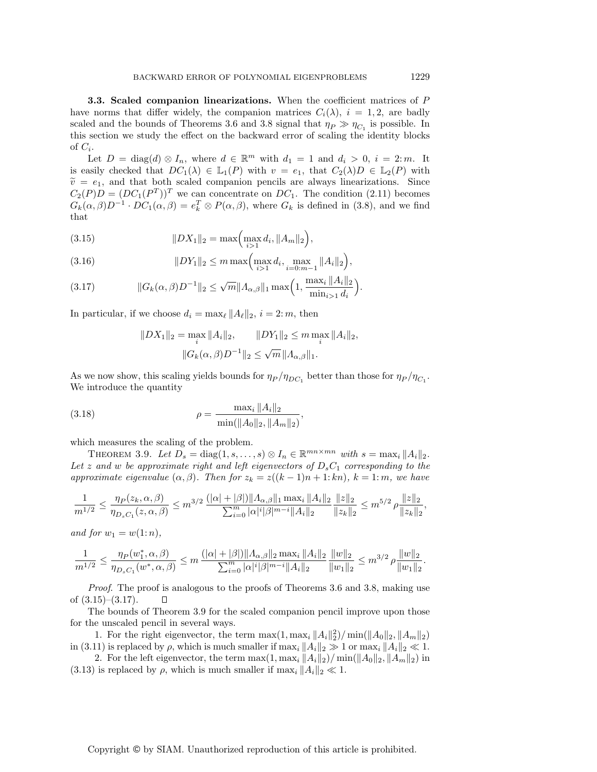**3.3. Scaled companion linearizations.** When the coefficient matrices of $P$ have norms that differ widely, the companion matrices $C_i(\lambda)$, $i = 1, 2$, are badly scaled and the bounds of Theorems 3.6 and 3.8 signal that $\eta_P \gg \eta_{C_1}$ is possible. In this section we study the effect on the backward error of scaling the identity blocks of $C_i$.

Let $D = \operatorname{diag}(d) \otimes I_n$, where $d \in \mathbb{R}^m$ with $d_1 = 1$ and $d_i > 0$, $i = 2\colon m$. It is easily checked that $DC_1(\lambda) \in \mathbb{L}_1(P)$ with $v = e_1$, that $C_2(\lambda)D \in \mathbb{L}_2(P)$ with $\widetilde{v} = e_1$, and that both scaled companion pencils are always linearizations. Since $C_2(P)D = (DC_1(P^T))^T$ we can concentrate on $DC_1$. The condition (2.11) becomes $G_k(\alpha,\beta)D^{-1} \cdot DC_1(\alpha,\beta) = e_k^T \otimes P(\alpha,\beta)$, where $G_k$ is defined in (3.8), and we find that

$$\|DX_1\|_2 = \max\Big(\max_{i>1} d_i, \|A_m\|_2\Big), \tag{3.15}$$

$$\|DY_1\|_2 \le m \max\Big(\max_{i>1} d_i, \max_{i=0:m-1} \|A_i\|_2\Big), \tag{3.16}$$

$$\|G_k(\alpha,\beta)D^{-1}\|_2 \le \sqrt{m}\|\Lambda_{\alpha,\beta}\|_1 \max\Big(1, \frac{\max_i \|A_i\|_2}{\min_{i>1} d_i}\Big). \tag{3.17}$$

In particular, if we choose $d_i = \max_\ell \|A_\ell\|_2$, $i = 2\colon m$, then

$$\|DX_1\|_2 = \max_i \|A_i\|_2, \qquad \|DY_1\|_2 \le m \max_i \|A_i\|_2,$$
$$\|G_k(\alpha,\beta)D^{-1}\|_2 \le \sqrt{m}\|\Lambda_{\alpha,\beta}\|_1.$$

As we now show, this scaling yields bounds for $\eta_P/\eta_{DC_1}$ better than those for $\eta_P/\eta_{C_1}$. We introduce the quantity

$$\rho = \frac{\max_i \|A_i\|_2}{\min(\|A_0\|_2, \|A_m\|_2)}, \tag{3.18}$$

which measures the scaling of the problem.

THEOREM 3.9. *Let $D_s = \operatorname{diag}(1, s, \ldots, s) \otimes I_n \in \mathbb{R}^{mn \times mn}$ with $s = \max_i \|A_i\|_2$. Let $z$ and $w$ be approximate right and left eigenvectors of $D_sC_1$ corresponding to the approximate eigenvalue $(\alpha,\beta)$. Then for $z_k = z((k-1)n + 1\colon kn)$, $k = 1\colon m$, we have*

$$\frac{1}{m^{1/2}} \le \frac{\eta_P(z_k,\alpha,\beta)}{\eta_{D_sC_1}(z,\alpha,\beta)} \le m^{3/2}\,\frac{(|\alpha|+|\beta|)\|\Lambda_{\alpha,\beta}\|_1 \max_i \|A_i\|_2}{\sum_{i=0}^m |\alpha|^i|\beta|^{m-i}\|A_i\|_2}\,\frac{\|z\|_2}{\|z_k\|_2} \le m^{5/2}\,\rho\,\frac{\|z\|_2}{\|z_k\|_2},$$

*and for $w_1 = w(1\colon n)$,*

$$\frac{1}{m^{1/2}} \le \frac{\eta_P(w_1^*,\alpha,\beta)}{\eta_{D_sC_1}(w^*,\alpha,\beta)} \le m\,\frac{(|\alpha|+|\beta|)\|\Lambda_{\alpha,\beta}\|_2 \max_i \|A_i\|_2}{\sum_{i=0}^m |\alpha|^i|\beta|^{m-i}\|A_i\|_2}\,\frac{\|w\|_2}{\|w_1\|_2} \le m^{3/2}\,\rho\,\frac{\|w\|_2}{\|w_1\|_2}.$$

*Proof.* The proof is analogous to the proofs of Theorems 3.6 and 3.8, making use of (3.15)–(3.17). $\square$

The bounds of Theorem 3.9 for the scaled companion pencil improve upon those for the unscaled pencil in several ways.

1. For the right eigenvector, the term $\max(1, \max_i \|A_i\|_2^2)/\min(\|A_0\|_2, \|A_m\|_2)$ in (3.11) is replaced by $\rho$, which is much smaller if $\max_i \|A_i\|_2 \gg 1$ or $\max_i \|A_i\|_2 \ll 1$.

2. For the left eigenvector, the term $\max(1, \max_i \|A_i\|_2)/\min(\|A_0\|_2, \|A_m\|_2)$ in (3.13) is replaced by $\rho$, which is much smaller if $\max_i \|A_i\|_2 \ll 1$.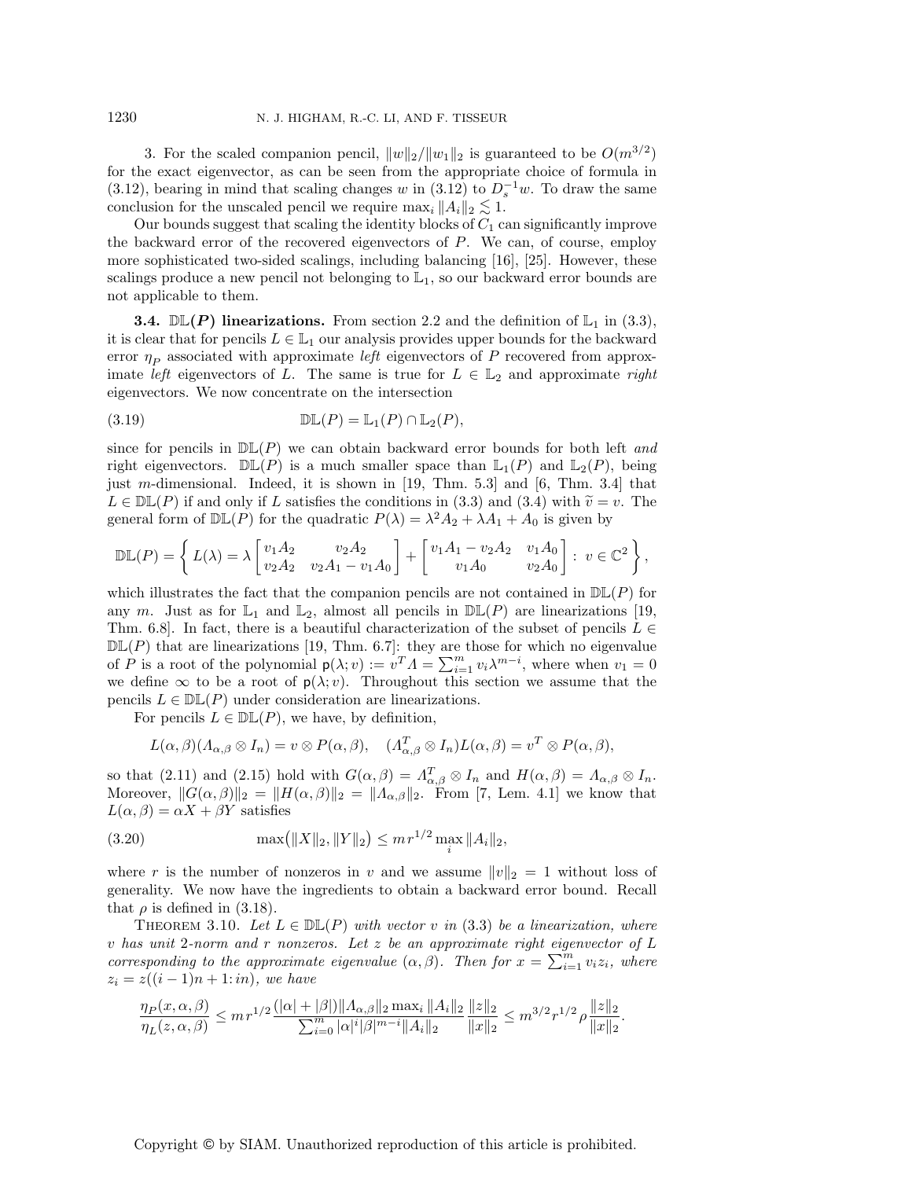3. For the scaled companion pencil, $\|w\|_2/\|w_1\|_2$ is guaranteed to be $O(m^{3/2})$ for the exact eigenvector, as can be seen from the appropriate choice of formula in (3.12), bearing in mind that scaling changes $w$ in (3.12) to $D_s^{-1}w$. To draw the same conclusion for the unscaled pencil we require $\max_i \|A_i\|_2 \lesssim 1$.

Our bounds suggest that scaling the identity blocks of $C_1$ can significantly improve the backward error of the recovered eigenvectors of $P$. We can, of course, employ more sophisticated two-sided scalings, including balancing [16], [25]. However, these scalings produce a new pencil not belonging to $\mathbb{L}_1$, so our backward error bounds are not applicable to them.

**3.4. $\mathbb{DL}(P)$ linearizations.** From section 2.2 and the definition of $\mathbb{L}_1$ in (3.3), it is clear that for pencils $L \in \mathbb{L}_1$ our analysis provides upper bounds for the backward error $\eta_P$ associated with approximate *left* eigenvectors of $P$ recovered from approximate *left* eigenvectors of $L$. The same is true for $L \in \mathbb{L}_2$ and approximate *right* eigenvectors. We now concentrate on the intersection

$$\mathbb{DL}(P) = \mathbb{L}_1(P) \cap \mathbb{L}_2(P), \tag{3.19}$$

since for pencils in $\mathbb{DL}(P)$ we can obtain backward error bounds for both left *and* right eigenvectors. $\mathbb{DL}(P)$ is a much smaller space than $\mathbb{L}_1(P)$ and $\mathbb{L}_2(P)$, being just $m$-dimensional. Indeed, it is shown in [19, Thm. 5.3] and [6, Thm. 3.4] that $L \in \mathbb{DL}(P)$ if and only if $L$ satisfies the conditions in (3.3) and (3.4) with $\widetilde{v} = v$. The general form of $\mathbb{DL}(P)$ for the quadratic $P(\lambda) = \lambda^2 A_2 + \lambda A_1 + A_0$ is given by

$$\mathbb{DL}(P) = \left\{ L(\lambda) = \lambda \begin{bmatrix} v_1 A_2 & v_2 A_2 \\ v_2 A_2 & v_2 A_1 - v_1 A_0 \end{bmatrix} + \begin{bmatrix} v_1 A_1 - v_2 A_2 & v_1 A_0 \\ v_1 A_0 & v_2 A_0 \end{bmatrix} : \ v \in \mathbb{C}^2 \right\},$$

which illustrates the fact that the companion pencils are not contained in $\mathbb{DL}(P)$ for any $m$. Just as for $\mathbb{L}_1$ and $\mathbb{L}_2$, almost all pencils in $\mathbb{DL}(P)$ are linearizations [19, Thm. 6.8]. In fact, there is a beautiful characterization of the subset of pencils $L \in \mathbb{DL}(P)$ that are linearizations [19, Thm. 6.7]: they are those for which no eigenvalue of $P$ is a root of the polynomial $\mathsf{p}(\lambda; v) := v^T \Lambda = \sum_{i=1}^m v_i \lambda^{m-i}$, where when $v_1 = 0$ we define $\infty$ to be a root of $\mathsf{p}(\lambda; v)$. Throughout this section we assume that the pencils $L \in \mathbb{DL}(P)$ under consideration are linearizations.

For pencils $L \in \mathbb{DL}(P)$, we have, by definition,

$$L(\alpha, \beta)(\Lambda_{\alpha,\beta} \otimes I_n) = v \otimes P(\alpha, \beta), \quad (\Lambda_{\alpha,\beta}^T \otimes I_n) L(\alpha, \beta) = v^T \otimes P(\alpha, \beta),$$

so that (2.11) and (2.15) hold with $G(\alpha, \beta) = \Lambda_{\alpha,\beta}^T \otimes I_n$ and $H(\alpha, \beta) = \Lambda_{\alpha,\beta} \otimes I_n$. Moreover, $\|G(\alpha, \beta)\|_2 = \|H(\alpha, \beta)\|_2 = \|\Lambda_{\alpha,\beta}\|_2$. From [7, Lem. 4.1] we know that $L(\alpha, \beta) = \alpha X + \beta Y$ satisfies

$$\max\bigl(\|X\|_2, \|Y\|_2\bigr) \le m r^{1/2} \max_i \|A_i\|_2, \tag{3.20}$$

where $r$ is the number of nonzeros in $v$ and we assume $\|v\|_2 = 1$ without loss of generality. We now have the ingredients to obtain a backward error bound. Recall that $\rho$ is defined in (3.18).

THEOREM 3.10. *Let $L \in \mathbb{DL}(P)$ with vector $v$ in (3.3) be a linearization, where $v$ has unit 2-norm and $r$ nonzeros. Let $z$ be an approximate right eigenvector of $L$ corresponding to the approximate eigenvalue $(\alpha, \beta)$. Then for $x = \sum_{i=1}^m v_i z_i$, where $z_i = z((i-1)n + 1 \colon in)$, we have*

$$\frac{\eta_P(x, \alpha, \beta)}{\eta_L(z, \alpha, \beta)} \le m r^{1/2} \frac{(|\alpha| + |\beta|) \|\Lambda_{\alpha,\beta}\|_2 \max_i \|A_i\|_2}{\sum_{i=0}^m |\alpha|^i |\beta|^{m-i} \|A_i\|_2} \frac{\|z\|_2}{\|x\|_2} \le m^{3/2} r^{1/2} \rho \frac{\|z\|_2}{\|x\|_2}.$$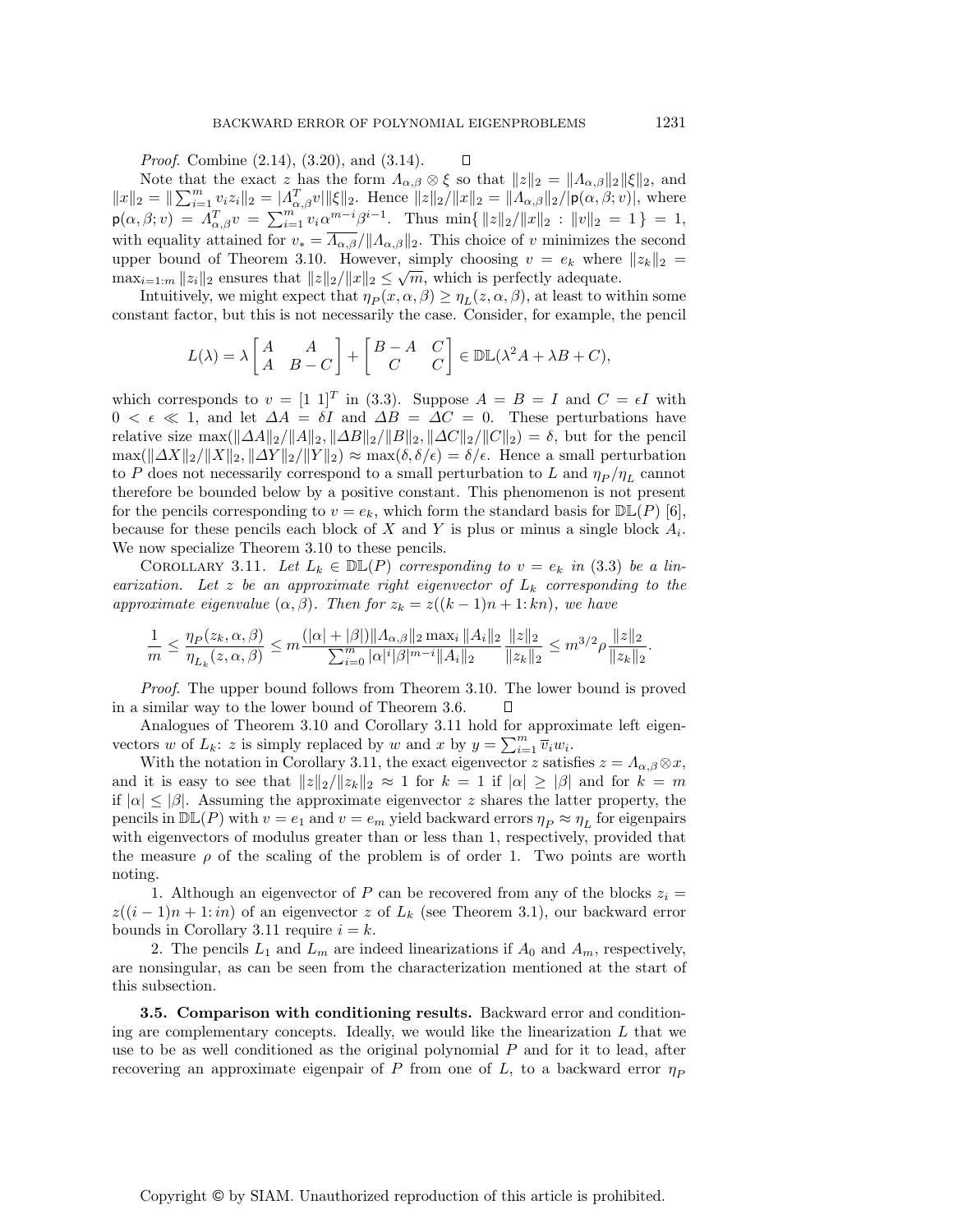*Proof.* Combine (2.14), (3.20), and (3.14). $\square$

Note that the exact $z$ has the form $\Lambda_{\alpha,\beta} \otimes \xi$ so that $\|z\|_2 = \|\Lambda_{\alpha,\beta}\|_2 \|\xi\|_2$, and $\|x\|_2 = \|\sum_{i=1}^m v_i z_i\|_2 = |\Lambda_{\alpha,\beta}^T v| \|\xi\|_2$. Hence $\|z\|_2/\|x\|_2 = \|\Lambda_{\alpha,\beta}\|_2/|\mathsf{p}(\alpha,\beta;v)|$, where $\mathsf{p}(\alpha,\beta;v) = \Lambda_{\alpha,\beta}^T v = \sum_{i=1}^m v_i \alpha^{m-i}\beta^{i-1}$. Thus $\min\{\, \|z\|_2/\|x\|_2 : \|v\|_2 = 1 \,\} = 1$, with equality attained for $v_* = \overline{\Lambda_{\alpha,\beta}}/\|\Lambda_{\alpha,\beta}\|_2$. This choice of $v$ minimizes the second upper bound of Theorem 3.10. However, simply choosing $v = e_k$ where $\|z_k\|_2 = \max_{i=1:m} \|z_i\|_2$ ensures that $\|z\|_2/\|x\|_2 \leq \sqrt{m}$, which is perfectly adequate.

Intuitively, we might expect that $\eta_P(x,\alpha,\beta) \geq \eta_L(z,\alpha,\beta)$, at least to within some constant factor, but this is not necessarily the case. Consider, for example, the pencil

$$L(\lambda) = \lambda \begin{bmatrix} A & A \\ A & B-C \end{bmatrix} + \begin{bmatrix} B-A & C \\ C & C \end{bmatrix} \in \mathbb{DL}(\lambda^2 A + \lambda B + C),$$

which corresponds to $v = [1\ 1]^T$ in (3.3). Suppose $A = B = I$ and $C = \epsilon I$ with $0 < \epsilon \ll 1$, and let $\Delta A = \delta I$ and $\Delta B = \Delta C = 0$. These perturbations have relative size $\max(\|\Delta A\|_2/\|A\|_2, \|\Delta B\|_2/\|B\|_2, \|\Delta C\|_2/\|C\|_2) = \delta$, but for the pencil $\max(\|\Delta X\|_2/\|X\|_2, \|\Delta Y\|_2/\|Y\|_2) \approx \max(\delta, \delta/\epsilon) = \delta/\epsilon$. Hence a small perturbation to $P$ does not necessarily correspond to a small perturbation to $L$ and $\eta_P/\eta_L$ cannot therefore be bounded below by a positive constant. This phenomenon is not present for the pencils corresponding to $v = e_k$, which form the standard basis for $\mathbb{DL}(P)$ [6], because for these pencils each block of $X$ and $Y$ is plus or minus a single block $A_i$. We now specialize Theorem 3.10 to these pencils.

COROLLARY 3.11. *Let $L_k \in \mathbb{DL}(P)$ corresponding to $v = e_k$ in (3.3) be a linearization. Let $z$ be an approximate right eigenvector of $L_k$ corresponding to the approximate eigenvalue $(\alpha,\beta)$. Then for $z_k = z((k-1)n+1\colon kn)$, we have*

$$\frac{1}{m} \leq \frac{\eta_P(z_k,\alpha,\beta)}{\eta_{L_k}(z,\alpha,\beta)} \leq m \frac{(|\alpha|+|\beta|)\|\Lambda_{\alpha,\beta}\|_2 \max_i \|A_i\|_2}{\sum_{i=0}^m |\alpha|^i |\beta|^{m-i} \|A_i\|_2} \frac{\|z\|_2}{\|z_k\|_2} \leq m^{3/2} \rho \frac{\|z\|_2}{\|z_k\|_2}.$$

*Proof.* The upper bound follows from Theorem 3.10. The lower bound is proved in a similar way to the lower bound of Theorem 3.6. $\square$

Analogues of Theorem 3.10 and Corollary 3.11 hold for approximate left eigenvectors $w$ of $L_k$: $z$ is simply replaced by $w$ and $x$ by $y = \sum_{i=1}^m \overline{v}_i w_i$.

With the notation in Corollary 3.11, the exact eigenvector $z$ satisfies $z = \Lambda_{\alpha,\beta} \otimes x$, and it is easy to see that $\|z\|_2/\|z_k\|_2 \approx 1$ for $k = 1$ if $|\alpha| \geq |\beta|$ and for $k = m$ if $|\alpha| \leq |\beta|$. Assuming the approximate eigenvector $z$ shares the latter property, the pencils in $\mathbb{DL}(P)$ with $v = e_1$ and $v = e_m$ yield backward errors $\eta_P \approx \eta_L$ for eigenpairs with eigenvectors of modulus greater than or less than 1, respectively, provided that the measure $\rho$ of the scaling of the problem is of order 1. Two points are worth noting.

1. Although an eigenvector of $P$ can be recovered from any of the blocks $z_i = z((i-1)n+1\colon in)$ of an eigenvector $z$ of $L_k$ (see Theorem 3.1), our backward error bounds in Corollary 3.11 require $i = k$.

2. The pencils $L_1$ and $L_m$ are indeed linearizations if $A_0$ and $A_m$, respectively, are nonsingular, as can be seen from the characterization mentioned at the start of this subsection.

### 3.5. Comparison with conditioning results.

Backward error and conditioning are complementary concepts. Ideally, we would like the linearization $L$ that we use to be as well conditioned as the original polynomial $P$ and for it to lead, after recovering an approximate eigenpair of $P$ from one of $L$, to a backward error $\eta_P$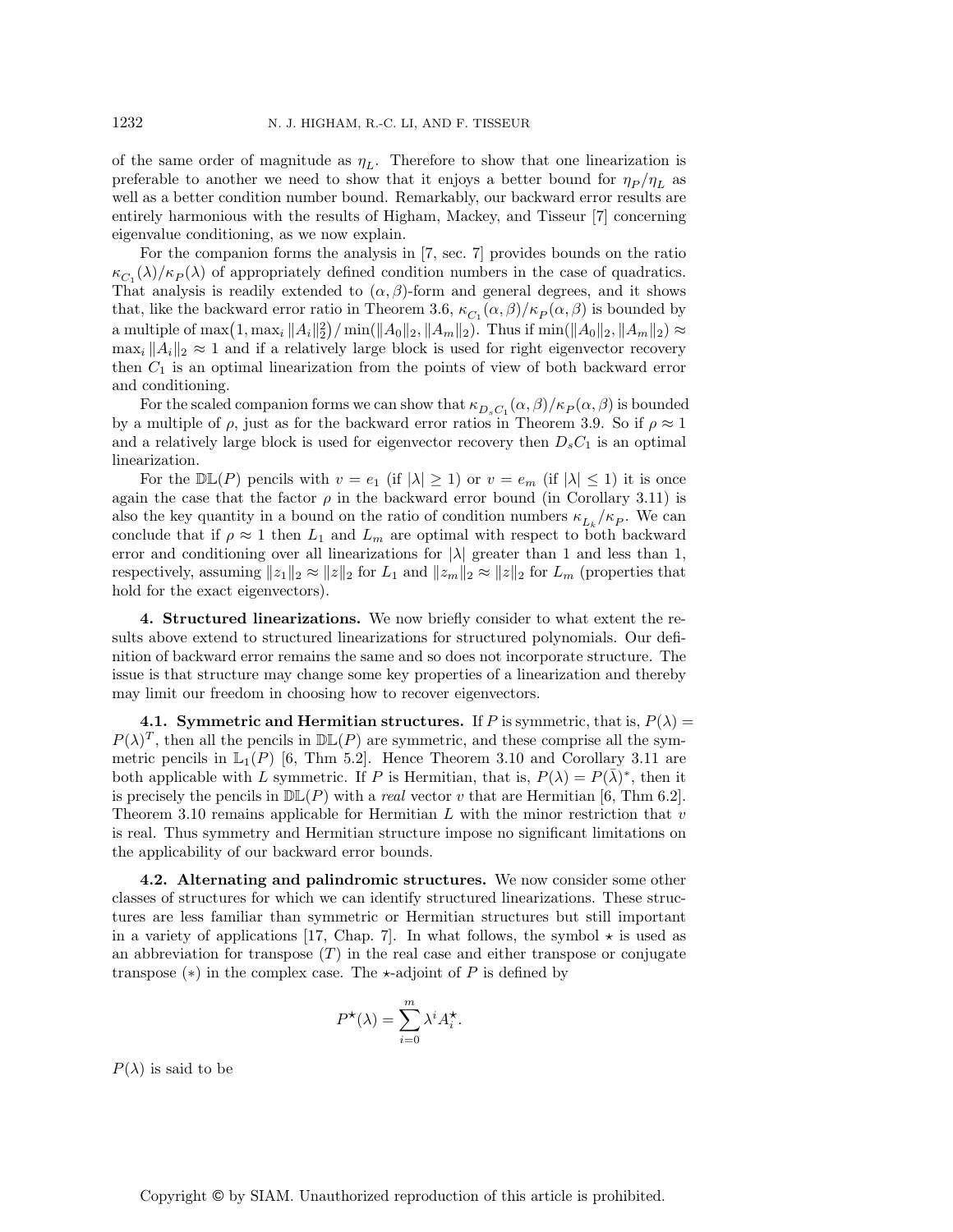of the same order of magnitude as $\eta_L$. Therefore to show that one linearization is preferable to another we need to show that it enjoys a better bound for $\eta_P/\eta_L$ as well as a better condition number bound. Remarkably, our backward error results are entirely harmonious with the results of Higham, Mackey, and Tisseur [7] concerning eigenvalue conditioning, as we now explain.

For the companion forms the analysis in [7, sec. 7] provides bounds on the ratio $\kappa_{C_1}(\lambda)/\kappa_P(\lambda)$ of appropriately defined condition numbers in the case of quadratics. That analysis is readily extended to $(\alpha, \beta)$-form and general degrees, and it shows that, like the backward error ratio in Theorem 3.6, $\kappa_{C_1}(\alpha, \beta)/\kappa_P(\alpha, \beta)$ is bounded by a multiple of $\max\bigl(1, \max_i \|A_i\|_2^2\bigr)/\min(\|A_0\|_2, \|A_m\|_2)$. Thus if $\min(\|A_0\|_2, \|A_m\|_2) \approx \max_i \|A_i\|_2 \approx 1$ and if a relatively large block is used for right eigenvector recovery then $C_1$ is an optimal linearization from the points of view of both backward error and conditioning.

For the scaled companion forms we can show that $\kappa_{D_sC_1}(\alpha, \beta)/\kappa_P(\alpha, \beta)$ is bounded by a multiple of $\rho$, just as for the backward error ratios in Theorem 3.9. So if $\rho \approx 1$ and a relatively large block is used for eigenvector recovery then $D_sC_1$ is an optimal linearization.

For the $\mathbb{DL}(P)$ pencils with $v = e_1$ (if $|\lambda| \geq 1$) or $v = e_m$ (if $|\lambda| \leq 1$) it is once again the case that the factor $\rho$ in the backward error bound (in Corollary 3.11) is also the key quantity in a bound on the ratio of condition numbers $\kappa_{L_k}/\kappa_P$. We can conclude that if $\rho \approx 1$ then $L_1$ and $L_m$ are optimal with respect to both backward error and conditioning over all linearizations for $|\lambda|$ greater than 1 and less than 1, respectively, assuming $\|z_1\|_2 \approx \|z\|_2$ for $L_1$ and $\|z_m\|_2 \approx \|z\|_2$ for $L_m$ (properties that hold for the exact eigenvectors).

## 4. Structured linearizations.

We now briefly consider to what extent the results above extend to structured linearizations for structured polynomials. Our definition of backward error remains the same and so does not incorporate structure. The issue is that structure may change some key properties of a linearization and thereby may limit our freedom in choosing how to recover eigenvectors.

### 4.1. Symmetric and Hermitian structures.

If $P$ is symmetric, that is, $P(\lambda) = P(\lambda)^T$, then all the pencils in $\mathbb{DL}(P)$ are symmetric, and these comprise all the symmetric pencils in $\mathbb{L}_1(P)$ [6, Thm 5.2]. Hence Theorem 3.10 and Corollary 3.11 are both applicable with $L$ symmetric. If $P$ is Hermitian, that is, $P(\lambda) = P(\bar{\lambda})^*$, then it is precisely the pencils in $\mathbb{DL}(P)$ with a *real* vector $v$ that are Hermitian [6, Thm 6.2]. Theorem 3.10 remains applicable for Hermitian $L$ with the minor restriction that $v$ is real. Thus symmetry and Hermitian structure impose no significant limitations on the applicability of our backward error bounds.

### 4.2. Alternating and palindromic structures.

We now consider some other classes of structures for which we can identify structured linearizations. These structures are less familiar than symmetric or Hermitian structures but still important in a variety of applications [17, Chap. 7]. In what follows, the symbol $\star$ is used as an abbreviation for transpose ($T$) in the real case and either transpose or conjugate transpose ($*$) in the complex case. The $\star$-adjoint of $P$ is defined by

$$P^\star(\lambda) = \sum_{i=0}^{m} \lambda^i A_i^\star.$$

$P(\lambda)$ is said to be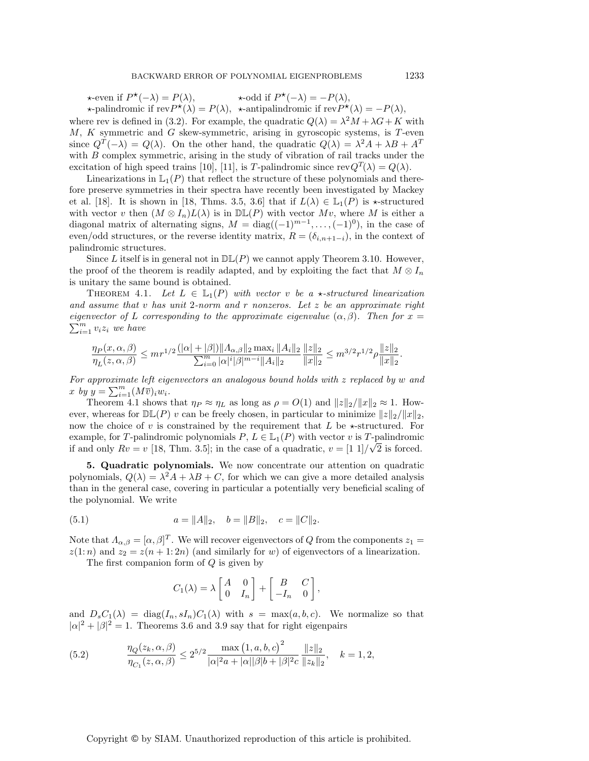$\star$-even if $P^\star(-\lambda) = P(\lambda)$, $\qquad$ $\star$-odd if $P^\star(-\lambda) = -P(\lambda)$,
$\star$-palindromic if $\mathrm{rev}P^\star(\lambda) = P(\lambda)$, $\;$ $\star$-antipalindromic if $\mathrm{rev}P^\star(\lambda) = -P(\lambda)$,

where rev is defined in (3.2). For example, the quadratic $Q(\lambda) = \lambda^2 M + \lambda G + K$ with $M$, $K$ symmetric and $G$ skew-symmetric, arising in gyroscopic systems, is $T$-even since $Q^T(-\lambda) = Q(\lambda)$. On the other hand, the quadratic $Q(\lambda) = \lambda^2 A + \lambda B + A^T$ with $B$ complex symmetric, arising in the study of vibration of rail tracks under the excitation of high speed trains [10], [11], is $T$-palindromic since $\mathrm{rev}Q^T(\lambda) = Q(\lambda)$.

Linearizations in $\mathbb{L}_1(P)$ that reflect the structure of these polynomials and therefore preserve symmetries in their spectra have recently been investigated by Mackey et al. [18]. It is shown in [18, Thms. 3.5, 3.6] that if $L(\lambda) \in \mathbb{L}_1(P)$ is $\star$-structured with vector $v$ then $(M \otimes I_n)L(\lambda)$ is in $\mathbb{DL}(P)$ with vector $Mv$, where $M$ is either a diagonal matrix of alternating signs, $M = \mathrm{diag}((-1)^{m-1}, \dots, (-1)^0)$, in the case of even/odd structures, or the reverse identity matrix, $R = (\delta_{i,n+1-i})$, in the context of palindromic structures.

Since $L$ itself is in general not in $\mathbb{DL}(P)$ we cannot apply Theorem 3.10. However, the proof of the theorem is readily adapted, and by exploiting the fact that $M \otimes I_n$ is unitary the same bound is obtained.

THEOREM 4.1. *Let $L \in \mathbb{L}_1(P)$ with vector $v$ be a $\star$-structured linearization and assume that $v$ has unit 2-norm and $r$ nonzeros. Let $z$ be an approximate right eigenvector of $L$ corresponding to the approximate eigenvalue $(\alpha, \beta)$. Then for $x = \sum_{i=1}^m v_i z_i$ we have*

$$\frac{\eta_P(x,\alpha,\beta)}{\eta_L(z,\alpha,\beta)} \le m r^{1/2} \frac{(|\alpha| + |\beta|)\|\Lambda_{\alpha,\beta}\|_2 \max_i \|A_i\|_2}{\sum_{i=0}^m |\alpha|^i |\beta|^{m-i} \|A_i\|_2} \frac{\|z\|_2}{\|x\|_2} \le m^{3/2} r^{1/2} \rho \frac{\|z\|_2}{\|x\|_2}.$$

*For approximate left eigenvectors an analogous bound holds with $z$ replaced by $w$ and $x$ by $y = \sum_{i=1}^m (M\overline{v})_i w_i$.*

Theorem 4.1 shows that $\eta_P \approx \eta_L$ as long as $\rho = O(1)$ and $\|z\|_2/\|x\|_2 \approx 1$. However, whereas for $\mathbb{DL}(P)$ $v$ can be freely chosen, in particular to minimize $\|z\|_2/\|x\|_2$, now the choice of $v$ is constrained by the requirement that $L$ be $\star$-structured. For example, for $T$-palindromic polynomials $P$, $L \in \mathbb{L}_1(P)$ with vector $v$ is $T$-palindromic if and only if $Rv = v$ [18, Thm. 3.5]; in the case of a quadratic, $v = [1\ 1]/\sqrt{2}$ is forced.

## 5. Quadratic polynomials.

We now concentrate our attention on quadratic polynomials, $Q(\lambda) = \lambda^2 A + \lambda B + C$, for which we can give a more detailed analysis than in the general case, covering in particular a potentially very beneficial scaling of the polynomial. We write

$$a = \|A\|_2, \quad b = \|B\|_2, \quad c = \|C\|_2. \tag{5.1}$$

Note that $\Lambda_{\alpha,\beta} = [\alpha, \beta]^T$. We will recover eigenvectors of $Q$ from the components $z_1 = z(1\colon n)$ and $z_2 = z(n+1\colon 2n)$ (and similarly for $w$) of eigenvectors of a linearization.

The first companion form of $Q$ is given by

$$C_1(\lambda) = \lambda \begin{bmatrix} A & 0 \\ 0 & I_n \end{bmatrix} + \begin{bmatrix} B & C \\ -I_n & 0 \end{bmatrix},$$

and $D_s C_1(\lambda) = \mathrm{diag}(I_n, sI_n) C_1(\lambda)$ with $s = \max(a, b, c)$. We normalize so that $|\alpha|^2 + |\beta|^2 = 1$. Theorems 3.6 and 3.9 say that for right eigenpairs

$$\frac{\eta_Q(z_k, \alpha, \beta)}{\eta_{C_1}(z, \alpha, \beta)} \le 2^{5/2} \frac{\max\left(1, a, b, c\right)^2}{|\alpha|^2 a + |\alpha||\beta| b + |\beta|^2 c} \frac{\|z\|_2}{\|z_k\|_2}, \quad k = 1, 2, \tag{5.2}$$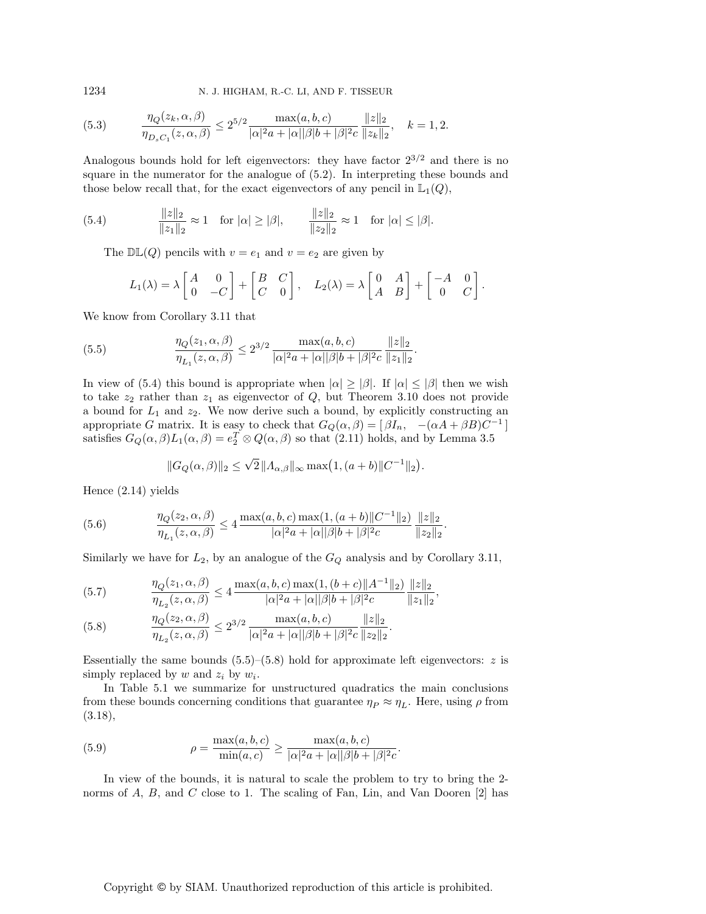$$\frac{\eta_Q(z_k,\alpha,\beta)}{\eta_{D_sC_1}(z,\alpha,\beta)} \le 2^{5/2}\frac{\max(a,b,c)}{|\alpha|^2a+|\alpha||\beta|b+|\beta|^2c}\frac{\|z\|_2}{\|z_k\|_2},\quad k=1,2. \tag{5.3}$$

Analogous bounds hold for left eigenvectors: they have factor $2^{3/2}$ and there is no square in the numerator for the analogue of (5.2). In interpreting these bounds and those below recall that, for the exact eigenvectors of any pencil in $\mathbb{L}_1(Q)$,

$$\frac{\|z\|_2}{\|z_1\|_2}\approx 1 \quad \text{for } |\alpha|\ge|\beta|, \qquad \frac{\|z\|_2}{\|z_2\|_2}\approx 1 \quad \text{for } |\alpha|\le|\beta|. \tag{5.4}$$

The $\mathbb{DL}(Q)$ pencils with $v=e_1$ and $v=e_2$ are given by

$$L_1(\lambda)=\lambda\begin{bmatrix} A & 0\\ 0 & -C\end{bmatrix}+\begin{bmatrix} B & C\\ C & 0\end{bmatrix},\quad L_2(\lambda)=\lambda\begin{bmatrix} 0 & A\\ A & B\end{bmatrix}+\begin{bmatrix} -A & 0\\ 0 & C\end{bmatrix}.$$

We know from Corollary 3.11 that

$$\frac{\eta_Q(z_1,\alpha,\beta)}{\eta_{L_1}(z,\alpha,\beta)} \le 2^{3/2}\frac{\max(a,b,c)}{|\alpha|^2a+|\alpha||\beta|b+|\beta|^2c}\frac{\|z\|_2}{\|z_1\|_2}. \tag{5.5}$$

In view of (5.4) this bound is appropriate when $|\alpha|\ge|\beta|$. If $|\alpha|\le|\beta|$ then we wish to take $z_2$ rather than $z_1$ as eigenvector of $Q$, but Theorem 3.10 does not provide a bound for $L_1$ and $z_2$. We now derive such a bound, by explicitly constructing an appropriate $G$ matrix. It is easy to check that $G_Q(\alpha,\beta)=[\,\beta I_n,\ \ -(\alpha A+\beta B)C^{-1}\,]$ satisfies $G_Q(\alpha,\beta)L_1(\alpha,\beta)=e_2^T\otimes Q(\alpha,\beta)$ so that (2.11) holds, and by Lemma 3.5

$$\|G_Q(\alpha,\beta)\|_2 \le \sqrt{2}\,\|\Lambda_{\alpha,\beta}\|_\infty \max\bigl(1,(a+b)\|C^{-1}\|_2\bigr).$$

Hence (2.14) yields

$$\frac{\eta_Q(z_2,\alpha,\beta)}{\eta_{L_1}(z,\alpha,\beta)} \le 4\,\frac{\max(a,b,c)\max(1,(a+b)\|C^{-1}\|_2)}{|\alpha|^2a+|\alpha||\beta|b+|\beta|^2c}\frac{\|z\|_2}{\|z_2\|_2}. \tag{5.6}$$

Similarly we have for $L_2$, by an analogue of the $G_Q$ analysis and by Corollary 3.11,

$$\frac{\eta_Q(z_1,\alpha,\beta)}{\eta_{L_2}(z,\alpha,\beta)} \le 4\,\frac{\max(a,b,c)\max(1,(b+c)\|A^{-1}\|_2)}{|\alpha|^2a+|\alpha||\beta|b+|\beta|^2c}\frac{\|z\|_2}{\|z_1\|_2}, \tag{5.7}$$

$$\frac{\eta_Q(z_2,\alpha,\beta)}{\eta_{L_2}(z,\alpha,\beta)} \le 2^{3/2}\frac{\max(a,b,c)}{|\alpha|^2a+|\alpha||\beta|b+|\beta|^2c}\frac{\|z\|_2}{\|z_2\|_2}. \tag{5.8}$$

Essentially the same bounds (5.5)–(5.8) hold for approximate left eigenvectors: $z$ is simply replaced by $w$ and $z_i$ by $w_i$.

In Table 5.1 we summarize for unstructured quadratics the main conclusions from these bounds concerning conditions that guarantee $\eta_P\approx\eta_L$. Here, using $\rho$ from (3.18),

$$\rho=\frac{\max(a,b,c)}{\min(a,c)}\ge\frac{\max(a,b,c)}{|\alpha|^2a+|\alpha||\beta|b+|\beta|^2c}. \tag{5.9}$$

In view of the bounds, it is natural to scale the problem to try to bring the 2-norms of $A$, $B$, and $C$ close to 1. The scaling of Fan, Lin, and Van Dooren [2] has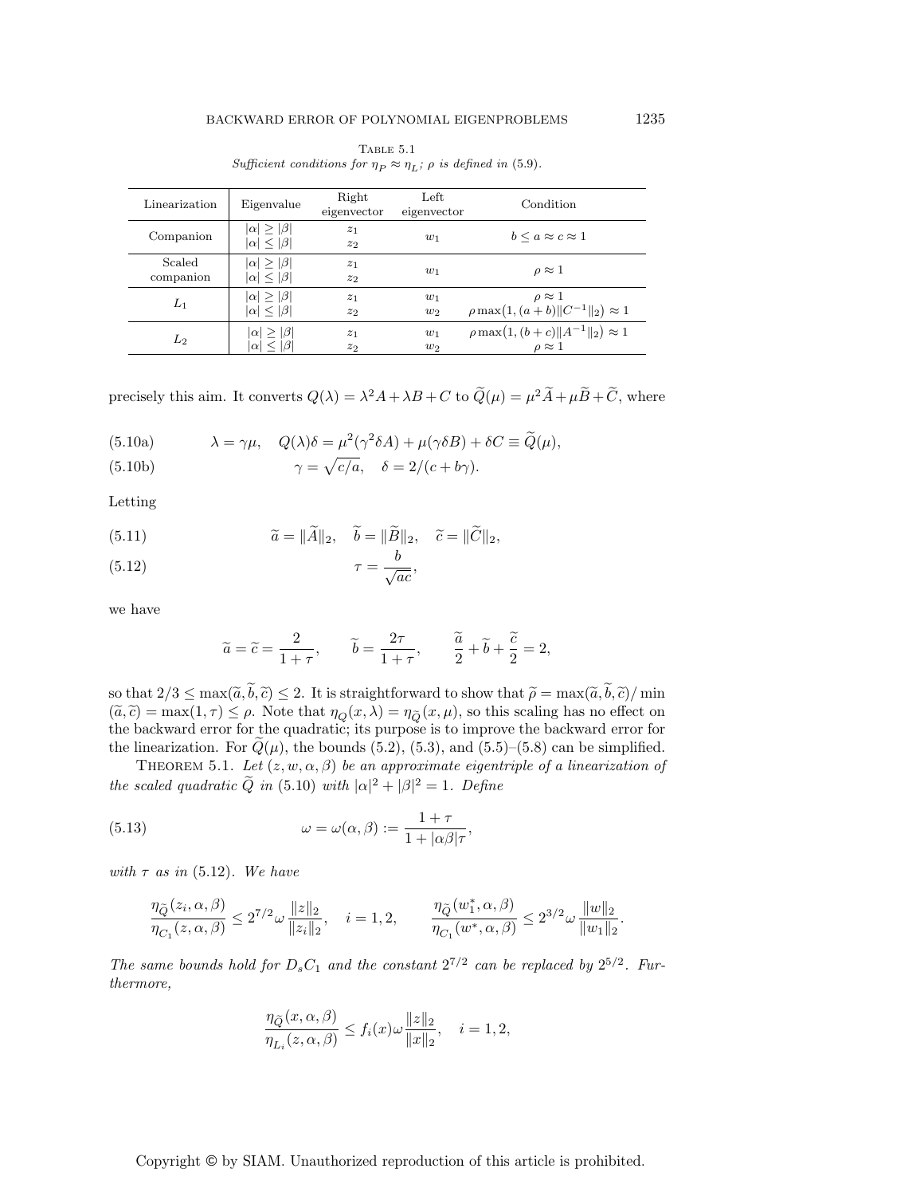Table 5.1
*Sufficient conditions for $\eta_P \approx \eta_L$; $\rho$ is defined in (5.9).*

| Linearization | Eigenvalue | Right eigenvector | Left eigenvector | Condition |
|---|---|---|---|---|
| Companion | $\lvert\alpha\rvert \geq \lvert\beta\rvert$ | $z_1$ | $w_1$ | $b \leq a \approx c \approx 1$ |
| | $\lvert\alpha\rvert \leq \lvert\beta\rvert$ | $z_2$ | | |
| Scaled companion | $\lvert\alpha\rvert \geq \lvert\beta\rvert$ | $z_1$ | $w_1$ | $\rho \approx 1$ |
| | $\lvert\alpha\rvert \leq \lvert\beta\rvert$ | $z_2$ | | |
| $L_1$ | $\lvert\alpha\rvert \geq \lvert\beta\rvert$ | $z_1$ | $w_1$ | $\rho \approx 1$ |
| | $\lvert\alpha\rvert \leq \lvert\beta\rvert$ | $z_2$ | $w_2$ | $\rho \max\bigl(1, (a+b)\lVert C^{-1}\rVert_2\bigr) \approx 1$ |
| $L_2$ | $\lvert\alpha\rvert \geq \lvert\beta\rvert$ | $z_1$ | $w_1$ | $\rho \max\bigl(1, (b+c)\lVert A^{-1}\rVert_2\bigr) \approx 1$ |
| | $\lvert\alpha\rvert \leq \lvert\beta\rvert$ | $z_2$ | $w_2$ | $\rho \approx 1$ |

precisely this aim. It converts $Q(\lambda) = \lambda^2 A + \lambda B + C$ to $\widetilde{Q}(\mu) = \mu^2 \widetilde{A} + \mu \widetilde{B} + \widetilde{C}$, where

$$\lambda = \gamma\mu, \quad Q(\lambda)\delta = \mu^2(\gamma^2\delta A) + \mu(\gamma\delta B) + \delta C \equiv \widetilde{Q}(\mu), \tag{5.10a}$$

$$\gamma = \sqrt{c/a}, \quad \delta = 2/(c + b\gamma). \tag{5.10b}$$

Letting

$$\widetilde{a} = \lVert\widetilde{A}\rVert_2, \quad \widetilde{b} = \lVert\widetilde{B}\rVert_2, \quad \widetilde{c} = \lVert\widetilde{C}\rVert_2, \tag{5.11}$$

$$\tau = \frac{b}{\sqrt{ac}}, \tag{5.12}$$

we have

$$\widetilde{a} = \widetilde{c} = \frac{2}{1+\tau}, \qquad \widetilde{b} = \frac{2\tau}{1+\tau}, \qquad \frac{\widetilde{a}}{2} + \widetilde{b} + \frac{\widetilde{c}}{2} = 2,$$

so that $2/3 \leq \max(\widetilde{a}, \widetilde{b}, \widetilde{c}) \leq 2$. It is straightforward to show that $\widetilde{\rho} = \max(\widetilde{a}, \widetilde{b}, \widetilde{c}) / \min(\widetilde{a}, \widetilde{c}) = \max(1, \tau) \leq \rho$. Note that $\eta_Q(x, \lambda) = \eta_{\widetilde{Q}}(x, \mu)$, so this scaling has no effect on the backward error for the quadratic; its purpose is to improve the backward error for the linearization. For $\widetilde{Q}(\mu)$, the bounds (5.2), (5.3), and (5.5)–(5.8) can be simplified.

**Theorem 5.1.** *Let $(z, w, \alpha, \beta)$ be an approximate eigentriple of a linearization of the scaled quadratic $\widetilde{Q}$ in* (5.10) *with $|\alpha|^2 + |\beta|^2 = 1$. Define*

$$\omega = \omega(\alpha, \beta) := \frac{1+\tau}{1 + |\alpha\beta|\tau}, \tag{5.13}$$

*with $\tau$ as in* (5.12). *We have*

$$\frac{\eta_{\widetilde{Q}}(z_i, \alpha, \beta)}{\eta_{C_1}(z, \alpha, \beta)} \leq 2^{7/2}\omega \frac{\lVert z\rVert_2}{\lVert z_i\rVert_2}, \quad i = 1, 2, \qquad \frac{\eta_{\widetilde{Q}}(w_1^*, \alpha, \beta)}{\eta_{C_1}(w^*, \alpha, \beta)} \leq 2^{3/2}\omega \frac{\lVert w\rVert_2}{\lVert w_1\rVert_2}.$$

*The same bounds hold for $D_s C_1$ and the constant $2^{7/2}$ can be replaced by $2^{5/2}$. Furthermore,*

$$\frac{\eta_{\widetilde{Q}}(x, \alpha, \beta)}{\eta_{L_i}(z, \alpha, \beta)} \leq f_i(x)\omega \frac{\lVert z\rVert_2}{\lVert x\rVert_2}, \quad i = 1, 2,$$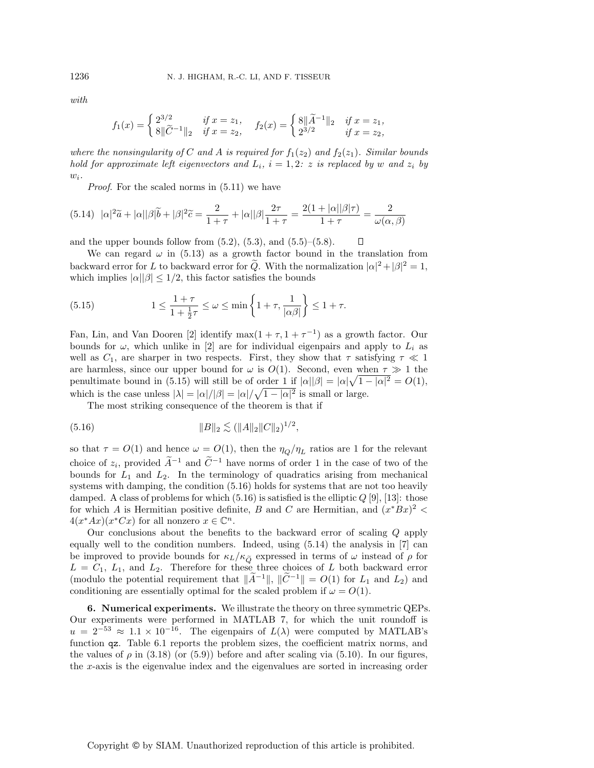*with*

$$f_1(x) = \begin{cases} 2^{3/2} & \text{if } x = z_1, \\ 8\|\widetilde{C}^{-1}\|_2 & \text{if } x = z_2, \end{cases} \quad f_2(x) = \begin{cases} 8\|\widetilde{A}^{-1}\|_2 & \text{if } x = z_1, \\ 2^{3/2} & \text{if } x = z_2, \end{cases}$$

*where the nonsingularity of $C$ and $A$ is required for $f_1(z_2)$ and $f_2(z_1)$. Similar bounds hold for approximate left eigenvectors and $L_i$, $i = 1, 2$: $z$ is replaced by $w$ and $z_i$ by $w_i$.*

*Proof.* For the scaled norms in (5.11) we have

$$|\alpha|^2\widetilde{a} + |\alpha||\beta|\widetilde{b} + |\beta|^2\widetilde{c} = \frac{2}{1+\tau} + |\alpha||\beta|\frac{2\tau}{1+\tau} = \frac{2(1+|\alpha||\beta|\tau)}{1+\tau} = \frac{2}{\omega(\alpha,\beta)} \tag{5.14}$$

and the upper bounds follow from (5.2), (5.3), and (5.5)–(5.8). ◻

We can regard $\omega$ in (5.13) as a growth factor bound in the translation from backward error for $L$ to backward error for $\widetilde{Q}$. With the normalization $|\alpha|^2+|\beta|^2 = 1$, which implies $|\alpha||\beta| \le 1/2$, this factor satisfies the bounds

$$1 \le \frac{1+\tau}{1+\frac{1}{2}\tau} \le \omega \le \min\left\{1+\tau, \frac{1}{|\alpha\beta|}\right\} \le 1+\tau. \tag{5.15}$$

Fan, Lin, and Van Dooren [2] identify $\max(1+\tau, 1+\tau^{-1})$ as a growth factor. Our bounds for $\omega$, which unlike in [2] are for individual eigenpairs and apply to $L_i$ as well as $C_1$, are sharper in two respects. First, they show that $\tau$ satisfying $\tau \ll 1$ are harmless, since our upper bound for $\omega$ is $O(1)$. Second, even when $\tau \gg 1$ the penultimate bound in (5.15) will still be of order 1 if $|\alpha||\beta| = |\alpha|\sqrt{1-|\alpha|^2} = O(1)$, which is the case unless $|\lambda| = |\alpha|/|\beta| = |\alpha|/\sqrt{1-|\alpha|^2}$ is small or large.

The most striking consequence of the theorem is that if

$$\|B\|_2 \lesssim (\|A\|_2\|C\|_2)^{1/2}, \tag{5.16}$$

so that $\tau = O(1)$ and hence $\omega = O(1)$, then the $\eta_Q/\eta_L$ ratios are 1 for the relevant choice of $z_i$, provided $\widetilde{A}^{-1}$ and $\widetilde{C}^{-1}$ have norms of order 1 in the case of two of the bounds for $L_1$ and $L_2$. In the terminology of quadratics arising from mechanical systems with damping, the condition (5.16) holds for systems that are not too heavily damped. A class of problems for which (5.16) is satisfied is the elliptic $Q$ [9], [13]: those for which $A$ is Hermitian positive definite, $B$ and $C$ are Hermitian, and $(x^*Bx)^2 < 4(x^*Ax)(x^*Cx)$ for all nonzero $x \in \mathbb{C}^n$.

Our conclusions about the benefits to the backward error of scaling $Q$ apply equally well to the condition numbers. Indeed, using (5.14) the analysis in [7] can be improved to provide bounds for $\kappa_L/\kappa_{\widetilde{Q}}$ expressed in terms of $\omega$ instead of $\rho$ for $L = C_1$, $L_1$, and $L_2$. Therefore for these three choices of $L$ both backward error (modulo the potential requirement that $\|\widetilde{A}^{-1}\|$, $\|\widetilde{C}^{-1}\| = O(1)$ for $L_1$ and $L_2$) and conditioning are essentially optimal for the scaled problem if $\omega = O(1)$.

**6. Numerical experiments.** We illustrate the theory on three symmetric QEPs. Our experiments were performed in MATLAB 7, for which the unit roundoff is $u = 2^{-53} \approx 1.1 \times 10^{-16}$. The eigenpairs of $L(\lambda)$ were computed by MATLAB's function `qz`. Table 6.1 reports the problem sizes, the coefficient matrix norms, and the values of $\rho$ in (3.18) (or (5.9)) before and after scaling via (5.10). In our figures, the $x$-axis is the eigenvalue index and the eigenvalues are sorted in increasing order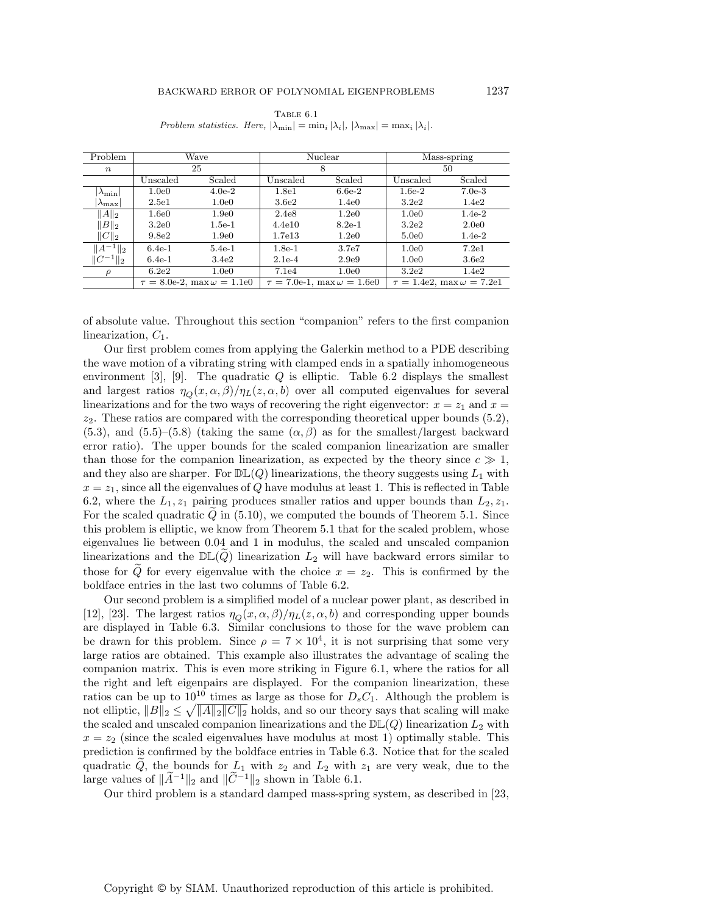Table 6.1
*Problem statistics. Here, $|\lambda_{\min}| = \min_i |\lambda_i|$, $|\lambda_{\max}| = \max_i |\lambda_i|$.*

| Problem | Wave | | Nuclear | | Mass-spring | |
|---|---|---|---|---|---|---|
| $n$ | 25 | | 8 | | 50 | |
| | Unscaled | Scaled | Unscaled | Scaled | Unscaled | Scaled |
| $\|\lambda_{\min}\|$ | 1.0e0 | 4.0e-2 | 1.8e1 | 6.6e-2 | 1.6e-2 | 7.0e-3 |
| $\|\lambda_{\max}\|$ | 2.5e1 | 1.0e0 | 3.6e2 | 1.4e0 | 3.2e2 | 1.4e2 |
| $\\|A\\|_2$ | 1.6e0 | 1.9e0 | 2.4e8 | 1.2e0 | 1.0e0 | 1.4e-2 |
| $\\|B\\|_2$ | 3.2e0 | 1.5e-1 | 4.4e10 | 8.2e-1 | 3.2e2 | 2.0e0 |
| $\\|C\\|_2$ | 9.8e2 | 1.9e0 | 1.7e13 | 1.2e0 | 5.0e0 | 1.4e-2 |
| $\\|A^{-1}\\|_2$ | 6.4e-1 | 5.4e-1 | 1.8e-1 | 3.7e7 | 1.0e0 | 7.2e1 |
| $\\|C^{-1}\\|_2$ | 6.4e-1 | 3.4e2 | 2.1e-4 | 2.9e9 | 1.0e0 | 3.6e2 |
| $\rho$ | 6.2e2 | 1.0e0 | 7.1e4 | 1.0e0 | 3.2e2 | 1.4e2 |
| | $\tau$ = 8.0e-2, $\max\omega$ = 1.1e0 | | $\tau$ = 7.0e-1, $\max\omega$ = 1.6e0 | | $\tau$ = 1.4e2, $\max\omega$ = 7.2e1 | |

of absolute value. Throughout this section "companion" refers to the first companion linearization, $C_1$.

Our first problem comes from applying the Galerkin method to a PDE describing the wave motion of a vibrating string with clamped ends in a spatially inhomogeneous environment [3], [9]. The quadratic $Q$ is elliptic. Table 6.2 displays the smallest and largest ratios $\eta_Q(x,\alpha,\beta)/\eta_L(z,\alpha,b)$ over all computed eigenvalues for several linearizations and for the two ways of recovering the right eigenvector: $x = z_1$ and $x = z_2$. These ratios are compared with the corresponding theoretical upper bounds (5.2), (5.3), and (5.5)–(5.8) (taking the same $(\alpha,\beta)$ as for the smallest/largest backward error ratio). The upper bounds for the scaled companion linearization are smaller than those for the companion linearization, as expected by the theory since $c \gg 1$, and they also are sharper. For $\mathbb{DL}(Q)$ linearizations, the theory suggests using $L_1$ with $x = z_1$, since all the eigenvalues of $Q$ have modulus at least 1. This is reflected in Table 6.2, where the $L_1, z_1$ pairing produces smaller ratios and upper bounds than $L_2, z_1$. For the scaled quadratic $\widetilde{Q}$ in (5.10), we computed the bounds of Theorem 5.1. Since this problem is elliptic, we know from Theorem 5.1 that for the scaled problem, whose eigenvalues lie between 0.04 and 1 in modulus, the scaled and unscaled companion linearizations and the $\mathbb{DL}(\widetilde{Q})$ linearization $L_2$ will have backward errors similar to those for $\widetilde{Q}$ for every eigenvalue with the choice $x = z_2$. This is confirmed by the boldface entries in the last two columns of Table 6.2.

Our second problem is a simplified model of a nuclear power plant, as described in [12], [23]. The largest ratios $\eta_Q(x,\alpha,\beta)/\eta_L(z,\alpha,b)$ and corresponding upper bounds are displayed in Table 6.3. Similar conclusions to those for the wave problem can be drawn for this problem. Since $\rho = 7 \times 10^4$, it is not surprising that some very large ratios are obtained. This example also illustrates the advantage of scaling the companion matrix. This is even more striking in Figure 6.1, where the ratios for all the right and left eigenpairs are displayed. For the companion linearization, these ratios can be up to $10^{10}$ times as large as those for $D_sC_1$. Although the problem is not elliptic, $\|B\|_2 \le \sqrt{\|A\|_2\|C\|_2}$ holds, and so our theory says that scaling will make the scaled and unscaled companion linearizations and the $\mathbb{DL}(Q)$ linearization $L_2$ with $x = z_2$ (since the scaled eigenvalues have modulus at most 1) optimally stable. This prediction is confirmed by the boldface entries in Table 6.3. Notice that for the scaled quadratic $\widetilde{Q}$, the bounds for $L_1$ with $z_2$ and $L_2$ with $z_1$ are very weak, due to the large values of $\|\widetilde{A}^{-1}\|_2$ and $\|\widetilde{C}^{-1}\|_2$ shown in Table 6.1.

Our third problem is a standard damped mass-spring system, as described in [23,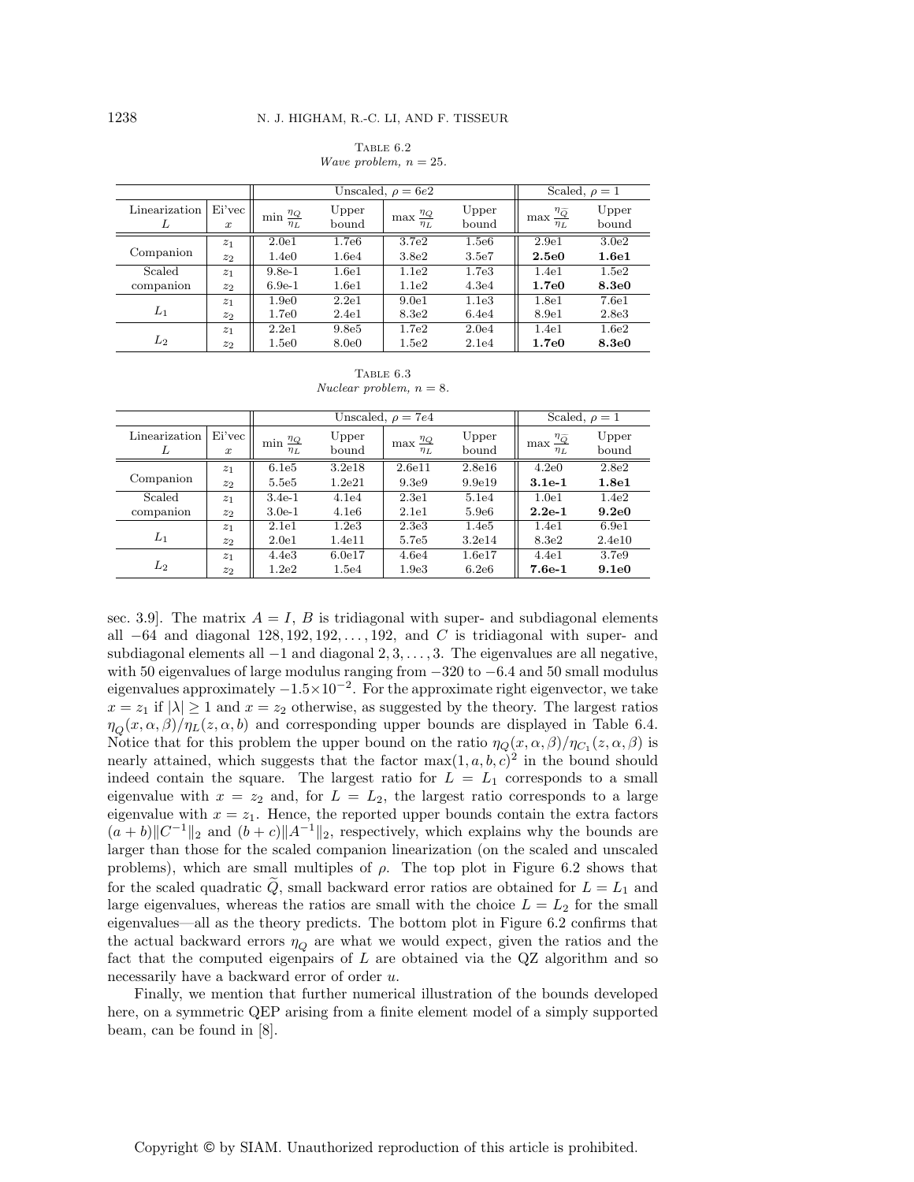Table 6.2
*Wave problem, $n = 25$.*

| Linearization $L$ | Ei'vec $x$ | Unscaled, $\rho = 6e2$ $\min \frac{\eta_Q}{\eta_L}$ | Upper bound | $\max \frac{\eta_Q}{\eta_L}$ | Upper bound | Scaled, $\rho = 1$ $\max \frac{\eta_{\widetilde{Q}}}{\eta_L}$ | Upper bound |
|---|---|---|---|---|---|---|---|
| Companion | $z_1$ | 2.0e1 | 1.7e6 | 3.7e2 | 1.5e6 | 2.9e1 | 3.0e2 |
| | $z_2$ | 1.4e0 | 1.6e4 | 3.8e2 | 3.5e7 | **2.5e0** | **1.6e1** |
| Scaled companion | $z_1$ | 9.8e-1 | 1.6e1 | 1.1e2 | 1.7e3 | 1.4e1 | 1.5e2 |
| | $z_2$ | 6.9e-1 | 1.6e1 | 1.1e2 | 4.3e4 | **1.7e0** | **8.3e0** |
| $L_1$ | $z_1$ | 1.9e0 | 2.2e1 | 9.0e1 | 1.1e3 | 1.8e1 | 7.6e1 |
| | $z_2$ | 1.7e0 | 2.4e1 | 8.3e2 | 6.4e4 | 8.9e1 | 2.8e3 |
| $L_2$ | $z_1$ | 2.2e1 | 9.8e5 | 1.7e2 | 2.0e4 | 1.4e1 | 1.6e2 |
| | $z_2$ | 1.5e0 | 8.0e0 | 1.5e2 | 2.1e4 | **1.7e0** | **8.3e0** |

Table 6.3
*Nuclear problem, $n = 8$.*

| Linearization $L$ | Ei'vec $x$ | Unscaled, $\rho = 7e4$ $\min \frac{\eta_Q}{\eta_L}$ | Upper bound | $\max \frac{\eta_Q}{\eta_L}$ | Upper bound | Scaled, $\rho = 1$ $\max \frac{\eta_{\widetilde{Q}}}{\eta_L}$ | Upper bound |
|---|---|---|---|---|---|---|---|
| Companion | $z_1$ | 6.1e5 | 3.2e18 | 2.6e11 | 2.8e16 | 4.2e0 | 2.8e2 |
| | $z_2$ | 5.5e5 | 1.2e21 | 9.3e9 | 9.9e19 | **3.1e-1** | **1.8e1** |
| Scaled companion | $z_1$ | 3.4e-1 | 4.1e4 | 2.3e1 | 5.1e4 | 1.0e1 | 1.4e2 |
| | $z_2$ | 3.0e-1 | 4.1e6 | 2.1e1 | 5.9e6 | **2.2e-1** | **9.2e0** |
| $L_1$ | $z_1$ | 2.1e1 | 1.2e3 | 2.3e3 | 1.4e5 | 1.4e1 | 6.9e1 |
| | $z_2$ | 2.0e1 | 1.4e11 | 5.7e5 | 3.2e14 | 8.3e2 | 2.4e10 |
| $L_2$ | $z_1$ | 4.4e3 | 6.0e17 | 4.6e4 | 1.6e17 | 4.4e1 | 3.7e9 |
| | $z_2$ | 1.2e2 | 1.5e4 | 1.9e3 | 6.2e6 | **7.6e-1** | **9.1e0** |

sec. 3.9]. The matrix $A = I$, $B$ is tridiagonal with super- and subdiagonal elements all $-64$ and diagonal $128, 192, 192, \dots, 192$, and $C$ is tridiagonal with super- and subdiagonal elements all $-1$ and diagonal $2, 3, \dots, 3$. The eigenvalues are all negative, with 50 eigenvalues of large modulus ranging from $-320$ to $-6.4$ and 50 small modulus eigenvalues approximately $-1.5\times 10^{-2}$. For the approximate right eigenvector, we take $x = z_1$ if $|\lambda| \geq 1$ and $x = z_2$ otherwise, as suggested by the theory. The largest ratios $\eta_Q(x, \alpha, \beta)/\eta_L(z, \alpha, b)$ and corresponding upper bounds are displayed in Table 6.4. Notice that for this problem the upper bound on the ratio $\eta_Q(x, \alpha, \beta)/\eta_{C_1}(z, \alpha, \beta)$ is nearly attained, which suggests that the factor $\max(1, a, b, c)^2$ in the bound should indeed contain the square. The largest ratio for $L = L_1$ corresponds to a small eigenvalue with $x = z_2$ and, for $L = L_2$, the largest ratio corresponds to a large eigenvalue with $x = z_1$. Hence, the reported upper bounds contain the extra factors $(a + b)\|C^{-1}\|_2$ and $(b + c)\|A^{-1}\|_2$, respectively, which explains why the bounds are larger than those for the scaled companion linearization (on the scaled and unscaled problems), which are small multiples of $\rho$. The top plot in Figure 6.2 shows that for the scaled quadratic $\widetilde{Q}$, small backward error ratios are obtained for $L = L_1$ and large eigenvalues, whereas the ratios are small with the choice $L = L_2$ for the small eigenvalues—all as the theory predicts. The bottom plot in Figure 6.2 confirms that the actual backward errors $\eta_Q$ are what we would expect, given the ratios and the fact that the computed eigenpairs of $L$ are obtained via the QZ algorithm and so necessarily have a backward error of order $u$.

Finally, we mention that further numerical illustration of the bounds developed here, on a symmetric QEP arising from a finite element model of a simply supported beam, can be found in [8].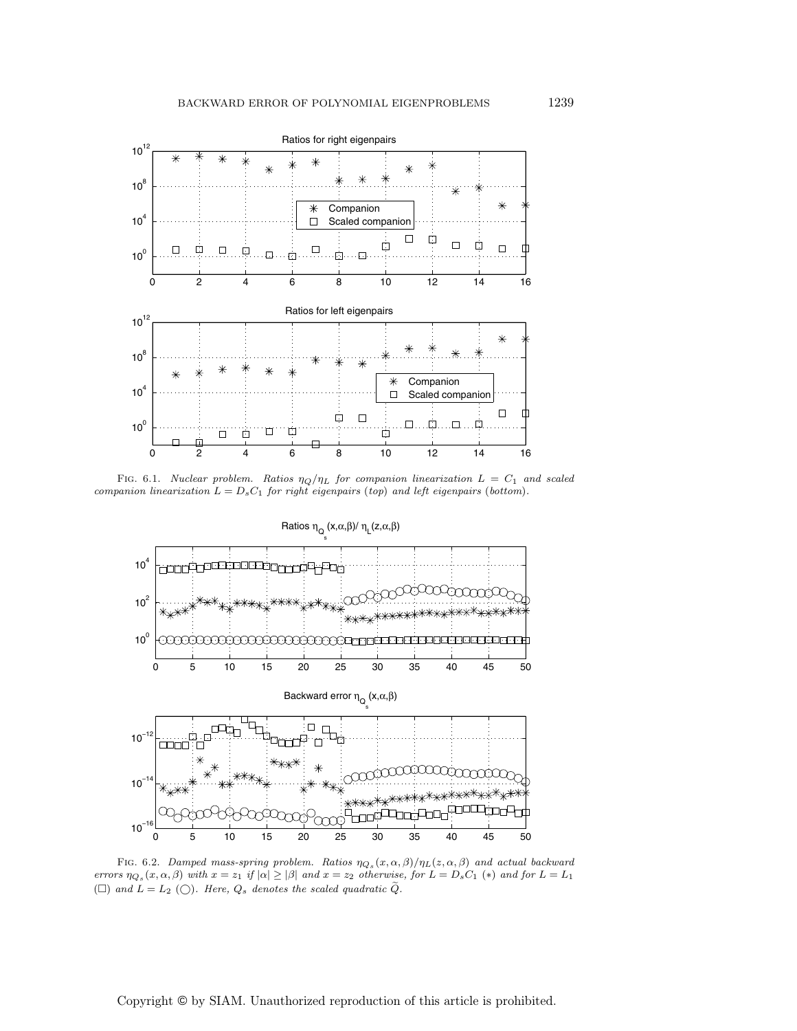Fig. 6.1. *Nuclear problem. Ratios $\eta_Q/\eta_L$ for companion linearization $L = C_1$ and scaled companion linearization $L = D_sC_1$ for right eigenpairs (top) and left eigenpairs (bottom).*

Fig. 6.2. *Damped mass-spring problem. Ratios $\eta_{Q_s}(x,\alpha,\beta)/\eta_L(z,\alpha,\beta)$ and actual backward errors $\eta_{Q_s}(x,\alpha,\beta)$ with $x = z_1$ if $|\alpha| \geq |\beta|$ and $x = z_2$ otherwise, for $L = D_sC_1$ ($*$) and for $L = L_1$ ($\square$) and $L = L_2$ ($\bigcirc$). Here, $Q_s$ denotes the scaled quadratic $\widetilde{Q}$.*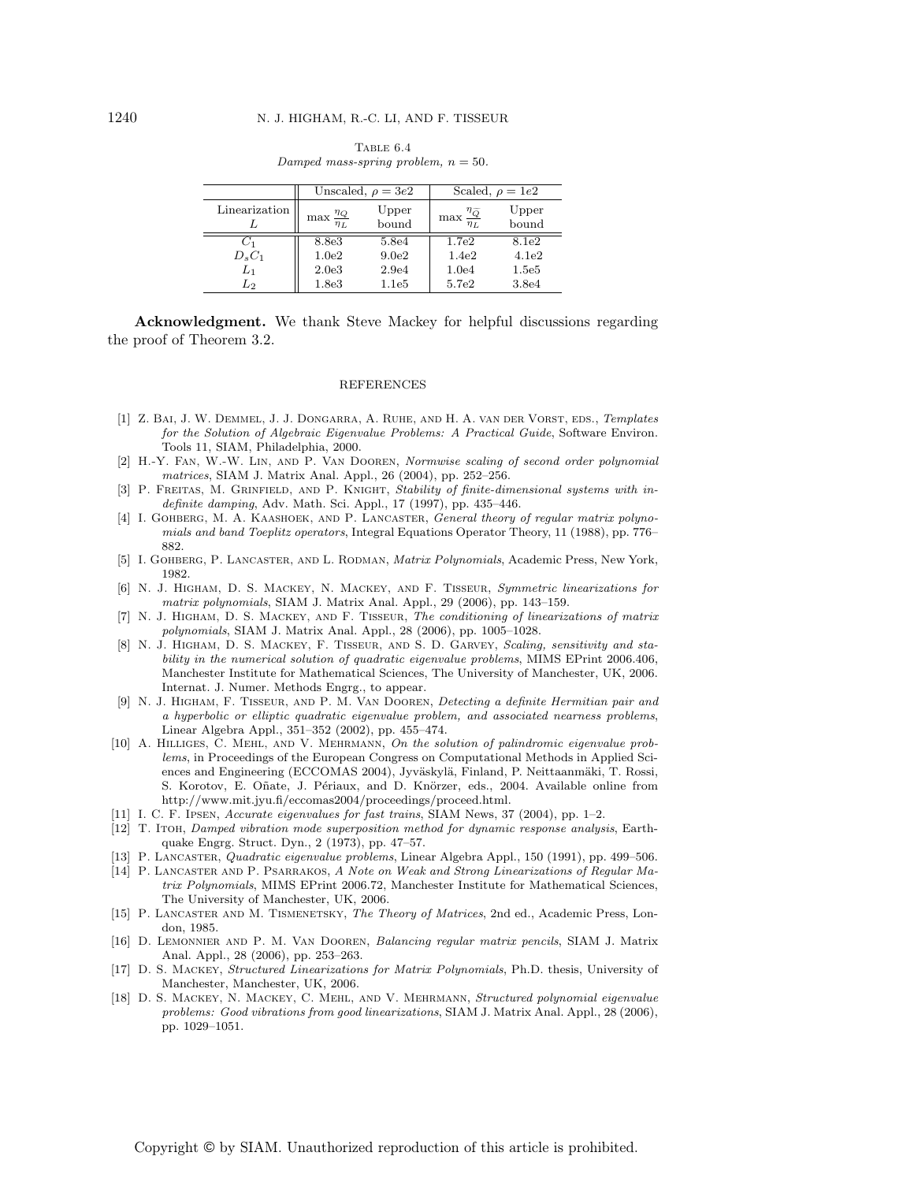Table 6.4
*Damped mass-spring problem, $n = 50$.*

| Linearization $L$ | Unscaled, $\rho = 3e2$ | | Scaled, $\rho = 1e2$ | |
|---|---|---|---|---|
| | $\max \frac{\eta_Q}{\eta_L}$ | Upper bound | $\max \frac{\eta_{\widetilde{Q}}}{\eta_L}$ | Upper bound |
| $C_1$ | 8.8e3 | 5.8e4 | 1.7e2 | 8.1e2 |
| $D_s C_1$ | 1.0e2 | 9.0e2 | 1.4e2 | 4.1e2 |
| $L_1$ | 2.0e3 | 2.9e4 | 1.0e4 | 1.5e5 |
| $L_2$ | 1.8e3 | 1.1e5 | 5.7e2 | 3.8e4 |

**Acknowledgment.** We thank Steve Mackey for helpful discussions regarding the proof of Theorem 3.2.

## REFERENCES

[1] Z. Bai, J. W. Demmel, J. J. Dongarra, A. Ruhe, and H. A. van der Vorst, eds., *Templates for the Solution of Algebraic Eigenvalue Problems: A Practical Guide*, Software Environ. Tools 11, SIAM, Philadelphia, 2000.

[2] H.-Y. Fan, W.-W. Lin, and P. Van Dooren, *Normwise scaling of second order polynomial matrices*, SIAM J. Matrix Anal. Appl., 26 (2004), pp. 252–256.

[3] P. Freitas, M. Grinfield, and P. Knight, *Stability of finite-dimensional systems with indefinite damping*, Adv. Math. Sci. Appl., 17 (1997), pp. 435–446.

[4] I. Gohberg, M. A. Kaashoek, and P. Lancaster, *General theory of regular matrix polynomials and band Toeplitz operators*, Integral Equations Operator Theory, 11 (1988), pp. 776–882.

[5] I. Gohberg, P. Lancaster, and L. Rodman, *Matrix Polynomials*, Academic Press, New York, 1982.

[6] N. J. Higham, D. S. Mackey, N. Mackey, and F. Tisseur, *Symmetric linearizations for matrix polynomials*, SIAM J. Matrix Anal. Appl., 29 (2006), pp. 143–159.

[7] N. J. Higham, D. S. Mackey, and F. Tisseur, *The conditioning of linearizations of matrix polynomials*, SIAM J. Matrix Anal. Appl., 28 (2006), pp. 1005–1028.

[8] N. J. Higham, D. S. Mackey, F. Tisseur, and S. D. Garvey, *Scaling, sensitivity and stability in the numerical solution of quadratic eigenvalue problems*, MIMS EPrint 2006.406, Manchester Institute for Mathematical Sciences, The University of Manchester, UK, 2006. Internat. J. Numer. Methods Engrg., to appear.

[9] N. J. Higham, F. Tisseur, and P. M. Van Dooren, *Detecting a definite Hermitian pair and a hyperbolic or elliptic quadratic eigenvalue problem, and associated nearness problems*, Linear Algebra Appl., 351–352 (2002), pp. 455–474.

[10] A. Hilliges, C. Mehl, and V. Mehrmann, *On the solution of palindromic eigenvalue problems*, in Proceedings of the European Congress on Computational Methods in Applied Sciences and Engineering (ECCOMAS 2004), Jyväskylä, Finland, P. Neittaanmäki, T. Rossi, S. Korotov, E. Oñate, J. Périaux, and D. Knörzer, eds., 2004. Available online from http://www.mit.jyu.fi/eccomas2004/proceedings/proceed.html.

[11] I. C. F. Ipsen, *Accurate eigenvalues for fast trains*, SIAM News, 37 (2004), pp. 1–2.

[12] T. Itoh, *Damped vibration mode superposition method for dynamic response analysis*, Earthquake Engrg. Struct. Dyn., 2 (1973), pp. 47–57.

[13] P. Lancaster, *Quadratic eigenvalue problems*, Linear Algebra Appl., 150 (1991), pp. 499–506.

[14] P. Lancaster and P. Psarrakos, *A Note on Weak and Strong Linearizations of Regular Matrix Polynomials*, MIMS EPrint 2006.72, Manchester Institute for Mathematical Sciences, The University of Manchester, UK, 2006.

[15] P. Lancaster and M. Tismenetsky, *The Theory of Matrices*, 2nd ed., Academic Press, London, 1985.

[16] D. Lemonnier and P. M. Van Dooren, *Balancing regular matrix pencils*, SIAM J. Matrix Anal. Appl., 28 (2006), pp. 253–263.

[17] D. S. Mackey, *Structured Linearizations for Matrix Polynomials*, Ph.D. thesis, University of Manchester, Manchester, UK, 2006.

[18] D. S. Mackey, N. Mackey, C. Mehl, and V. Mehrmann, *Structured polynomial eigenvalue problems: Good vibrations from good linearizations*, SIAM J. Matrix Anal. Appl., 28 (2006), pp. 1029–1051.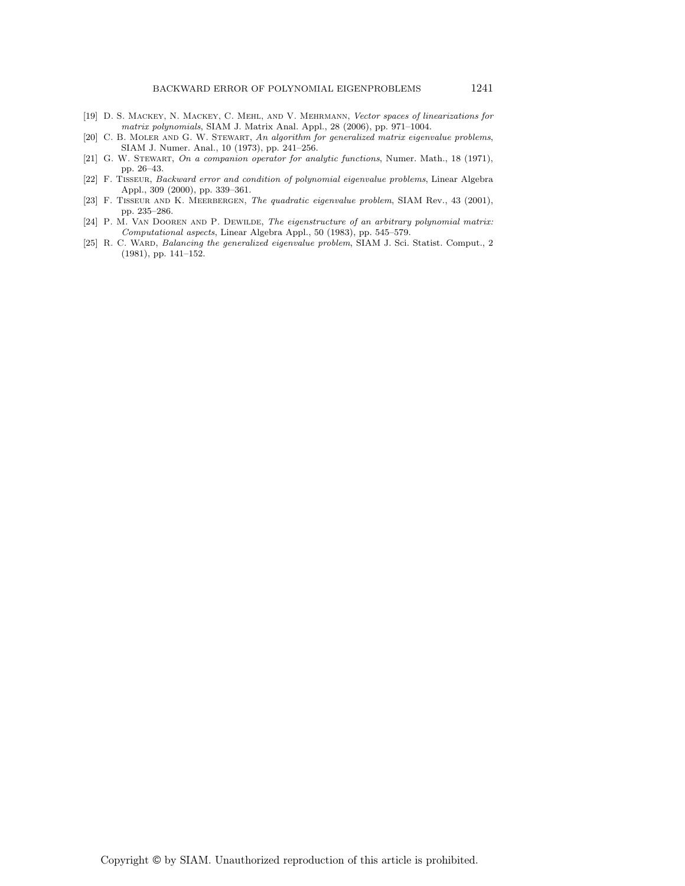[19] D. S. Mackey, N. Mackey, C. Mehl, and V. Mehrmann, *Vector spaces of linearizations for matrix polynomials*, SIAM J. Matrix Anal. Appl., 28 (2006), pp. 971–1004.

[20] C. B. Moler and G. W. Stewart, *An algorithm for generalized matrix eigenvalue problems*, SIAM J. Numer. Anal., 10 (1973), pp. 241–256.

[21] G. W. Stewart, *On a companion operator for analytic functions*, Numer. Math., 18 (1971), pp. 26–43.

[22] F. Tisseur, *Backward error and condition of polynomial eigenvalue problems*, Linear Algebra Appl., 309 (2000), pp. 339–361.

[23] F. Tisseur and K. Meerbergen, *The quadratic eigenvalue problem*, SIAM Rev., 43 (2001), pp. 235–286.

[24] P. M. Van Dooren and P. Dewilde, *The eigenstructure of an arbitrary polynomial matrix: Computational aspects*, Linear Algebra Appl., 50 (1983), pp. 545–579.

[25] R. C. Ward, *Balancing the generalized eigenvalue problem*, SIAM J. Sci. Statist. Comput., 2 (1981), pp. 141–152.

Copyright © by SIAM. Unauthorized reproduction of this article is prohibited.